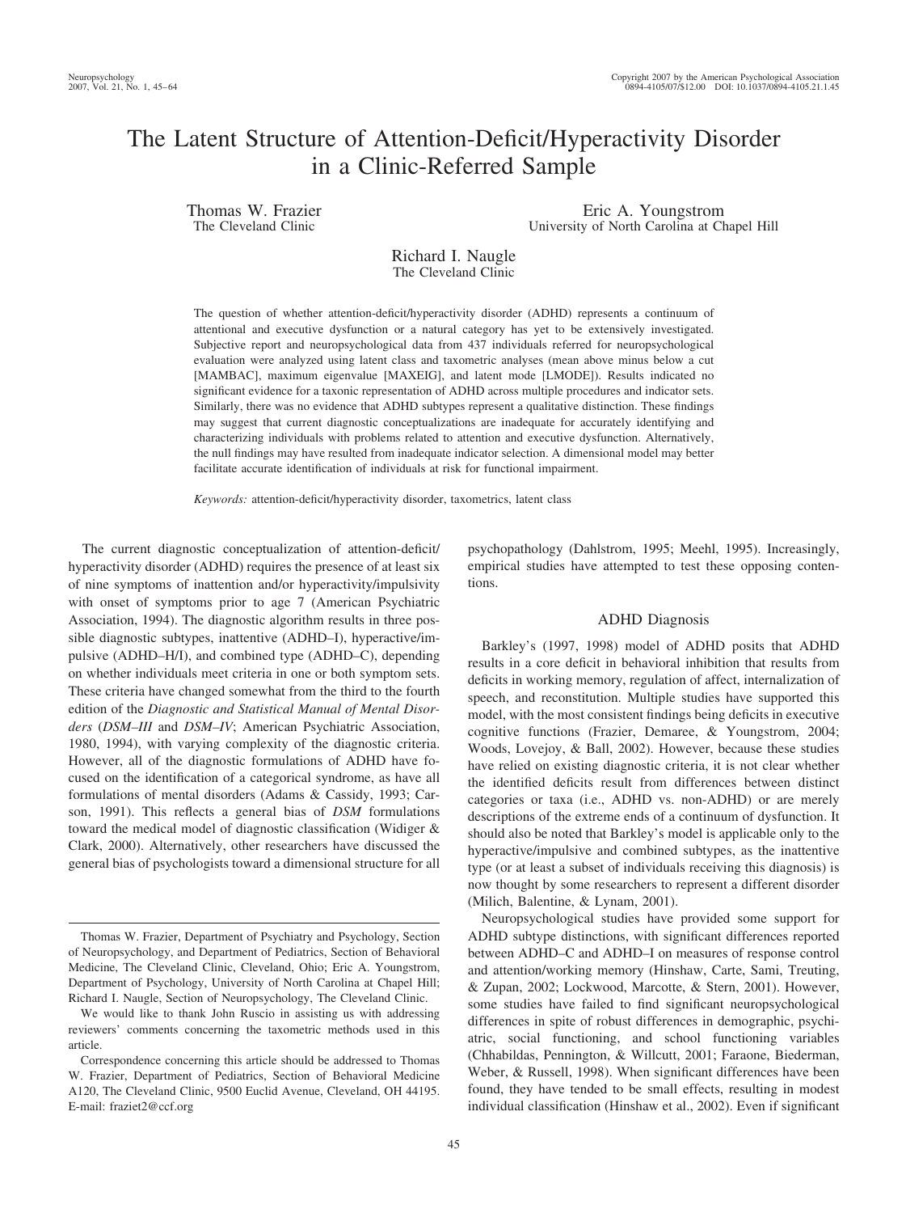# The Latent Structure of Attention-Deficit/Hyperactivity Disorder in a Clinic-Referred Sample

Thomas W. Frazier
The Cleveland Clinic

Eric A. Youngstrom
University of North Carolina at Chapel Hill

Richard I. Naugle
The Cleveland Clinic

The question of whether attention-deficit/hyperactivity disorder (ADHD) represents a continuum of attentional and executive dysfunction or a natural category has yet to be extensively investigated. Subjective report and neuropsychological data from 437 individuals referred for neuropsychological evaluation were analyzed using latent class and taxometric analyses (mean above minus below a cut [MAMBAC], maximum eigenvalue [MAXEIG], and latent mode [LMODE]). Results indicated no significant evidence for a taxonic representation of ADHD across multiple procedures and indicator sets. Similarly, there was no evidence that ADHD subtypes represent a qualitative distinction. These findings may suggest that current diagnostic conceptualizations are inadequate for accurately identifying and characterizing individuals with problems related to attention and executive dysfunction. Alternatively, the null findings may have resulted from inadequate indicator selection. A dimensional model may better facilitate accurate identification of individuals at risk for functional impairment.

*Keywords:* attention-deficit/hyperactivity disorder, taxometrics, latent class

The current diagnostic conceptualization of attention-deficit/hyperactivity disorder (ADHD) requires the presence of at least six of nine symptoms of inattention and/or hyperactivity/impulsivity with onset of symptoms prior to age 7 (American Psychiatric Association, 1994). The diagnostic algorithm results in three possible diagnostic subtypes, inattentive (ADHD–I), hyperactive/impulsive (ADHD–H/I), and combined type (ADHD–C), depending on whether individuals meet criteria in one or both symptom sets. These criteria have changed somewhat from the third to the fourth edition of the *Diagnostic and Statistical Manual of Mental Disorders* (*DSM–III* and *DSM–IV*; American Psychiatric Association, 1980, 1994), with varying complexity of the diagnostic criteria. However, all of the diagnostic formulations of ADHD have focused on the identification of a categorical syndrome, as have all formulations of mental disorders (Adams & Cassidy, 1993; Carson, 1991). This reflects a general bias of *DSM* formulations toward the medical model of diagnostic classification (Widiger & Clark, 2000). Alternatively, other researchers have discussed the general bias of psychologists toward a dimensional structure for all psychopathology (Dahlstrom, 1995; Meehl, 1995). Increasingly, empirical studies have attempted to test these opposing contentions.

## ADHD Diagnosis

Barkley's (1997, 1998) model of ADHD posits that ADHD results in a core deficit in behavioral inhibition that results from deficits in working memory, regulation of affect, internalization of speech, and reconstitution. Multiple studies have supported this model, with the most consistent findings being deficits in executive cognitive functions (Frazier, Demaree, & Youngstrom, 2004; Woods, Lovejoy, & Ball, 2002). However, because these studies have relied on existing diagnostic criteria, it is not clear whether the identified deficits result from differences between distinct categories or taxa (i.e., ADHD vs. non-ADHD) or are merely descriptions of the extreme ends of a continuum of dysfunction. It should also be noted that Barkley's model is applicable only to the hyperactive/impulsive and combined subtypes, as the inattentive type (or at least a subset of individuals receiving this diagnosis) is now thought by some researchers to represent a different disorder (Milich, Balentine, & Lynam, 2001).

Neuropsychological studies have provided some support for ADHD subtype distinctions, with significant differences reported between ADHD–C and ADHD–I on measures of response control and attention/working memory (Hinshaw, Carte, Sami, Treuting, & Zupan, 2002; Lockwood, Marcotte, & Stern, 2001). However, some studies have failed to find significant neuropsychological differences in spite of robust differences in demographic, psychiatric, social functioning, and school functioning variables (Chhabildas, Pennington, & Willcutt, 2001; Faraone, Biederman, Weber, & Russell, 1998). When significant differences have been found, they have tended to be small effects, resulting in modest individual classification (Hinshaw et al., 2002). Even if significant

---

Thomas W. Frazier, Department of Psychiatry and Psychology, Section of Neuropsychology, and Department of Pediatrics, Section of Behavioral Medicine, The Cleveland Clinic, Cleveland, Ohio; Eric A. Youngstrom, Department of Psychology, University of North Carolina at Chapel Hill; Richard I. Naugle, Section of Neuropsychology, The Cleveland Clinic.

We would like to thank John Ruscio in assisting us with addressing reviewers' comments concerning the taxometric methods used in this article.

Correspondence concerning this article should be addressed to Thomas W. Frazier, Department of Pediatrics, Section of Behavioral Medicine A120, The Cleveland Clinic, 9500 Euclid Avenue, Cleveland, OH 44195. E-mail: fraziet2@ccf.org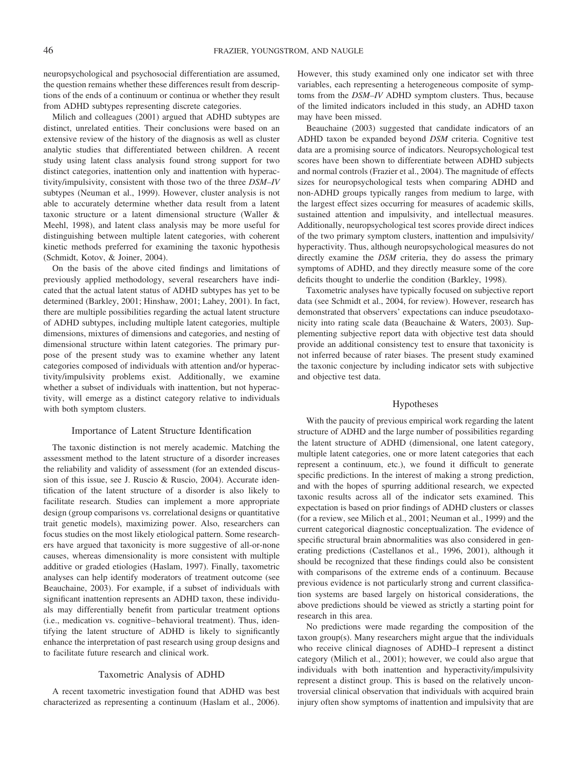neuropsychological and psychosocial differentiation are assumed, the question remains whether these differences result from descriptions of the ends of a continuum or continua or whether they result from ADHD subtypes representing discrete categories.

Milich and colleagues (2001) argued that ADHD subtypes are distinct, unrelated entities. Their conclusions were based on an extensive review of the history of the diagnosis as well as cluster analytic studies that differentiated between children. A recent study using latent class analysis found strong support for two distinct categories, inattention only and inattention with hyperactivity/impulsivity, consistent with those two of the three *DSM–IV* subtypes (Neuman et al., 1999). However, cluster analysis is not able to accurately determine whether data result from a latent taxonic structure or a latent dimensional structure (Waller & Meehl, 1998), and latent class analysis may be more useful for distinguishing between multiple latent categories, with coherent kinetic methods preferred for examining the taxonic hypothesis (Schmidt, Kotov, & Joiner, 2004).

On the basis of the above cited findings and limitations of previously applied methodology, several researchers have indicated that the actual latent status of ADHD subtypes has yet to be determined (Barkley, 2001; Hinshaw, 2001; Lahey, 2001). In fact, there are multiple possibilities regarding the actual latent structure of ADHD subtypes, including multiple latent categories, multiple dimensions, mixtures of dimensions and categories, and nesting of dimensional structure within latent categories. The primary purpose of the present study was to examine whether any latent categories composed of individuals with attention and/or hyperactivity/impulsivity problems exist. Additionally, we examine whether a subset of individuals with inattention, but not hyperactivity, will emerge as a distinct category relative to individuals with both symptom clusters.

## Importance of Latent Structure Identification

The taxonic distinction is not merely academic. Matching the assessment method to the latent structure of a disorder increases the reliability and validity of assessment (for an extended discussion of this issue, see J. Ruscio & Ruscio, 2004). Accurate identification of the latent structure of a disorder is also likely to facilitate research. Studies can implement a more appropriate design (group comparisons vs. correlational designs or quantitative trait genetic models), maximizing power. Also, researchers can focus studies on the most likely etiological pattern. Some researchers have argued that taxonicity is more suggestive of all-or-none causes, whereas dimensionality is more consistent with multiple additive or graded etiologies (Haslam, 1997). Finally, taxometric analyses can help identify moderators of treatment outcome (see Beauchaine, 2003). For example, if a subset of individuals with significant inattention represents an ADHD taxon, these individuals may differentially benefit from particular treatment options (i.e., medication vs. cognitive–behavioral treatment). Thus, identifying the latent structure of ADHD is likely to significantly enhance the interpretation of past research using group designs and to facilitate future research and clinical work.

## Taxometric Analysis of ADHD

A recent taxometric investigation found that ADHD was best characterized as representing a continuum (Haslam et al., 2006). However, this study examined only one indicator set with three variables, each representing a heterogeneous composite of symptoms from the *DSM–IV* ADHD symptom clusters. Thus, because of the limited indicators included in this study, an ADHD taxon may have been missed.

Beauchaine (2003) suggested that candidate indicators of an ADHD taxon be expanded beyond *DSM* criteria. Cognitive test data are a promising source of indicators. Neuropsychological test scores have been shown to differentiate between ADHD subjects and normal controls (Frazier et al., 2004). The magnitude of effects sizes for neuropsychological tests when comparing ADHD and non-ADHD groups typically ranges from medium to large, with the largest effect sizes occurring for measures of academic skills, sustained attention and impulsivity, and intellectual measures. Additionally, neuropsychological test scores provide direct indices of the two primary symptom clusters, inattention and impulsivity/hyperactivity. Thus, although neuropsychological measures do not directly examine the *DSM* criteria, they do assess the primary symptoms of ADHD, and they directly measure some of the core deficits thought to underlie the condition (Barkley, 1998).

Taxometric analyses have typically focused on subjective report data (see Schmidt et al., 2004, for review). However, research has demonstrated that observers' expectations can induce pseudotaxonicity into rating scale data (Beauchaine & Waters, 2003). Supplementing subjective report data with objective test data should provide an additional consistency test to ensure that taxonicity is not inferred because of rater biases. The present study examined the taxonic conjecture by including indicator sets with subjective and objective test data.

## Hypotheses

With the paucity of previous empirical work regarding the latent structure of ADHD and the large number of possibilities regarding the latent structure of ADHD (dimensional, one latent category, multiple latent categories, one or more latent categories that each represent a continuum, etc.), we found it difficult to generate specific predictions. In the interest of making a strong prediction, and with the hopes of spurring additional research, we expected taxonic results across all of the indicator sets examined. This expectation is based on prior findings of ADHD clusters or classes (for a review, see Milich et al., 2001; Neuman et al., 1999) and the current categorical diagnostic conceptualization. The evidence of specific structural brain abnormalities was also considered in generating predictions (Castellanos et al., 1996, 2001), although it should be recognized that these findings could also be consistent with comparisons of the extreme ends of a continuum. Because previous evidence is not particularly strong and current classification systems are based largely on historical considerations, the above predictions should be viewed as strictly a starting point for research in this area.

No predictions were made regarding the composition of the taxon group(s). Many researchers might argue that the individuals who receive clinical diagnoses of ADHD–I represent a distinct category (Milich et al., 2001); however, we could also argue that individuals with both inattention and hyperactivity/impulsivity represent a distinct group. This is based on the relatively uncontroversial clinical observation that individuals with acquired brain injury often show symptoms of inattention and impulsivity that are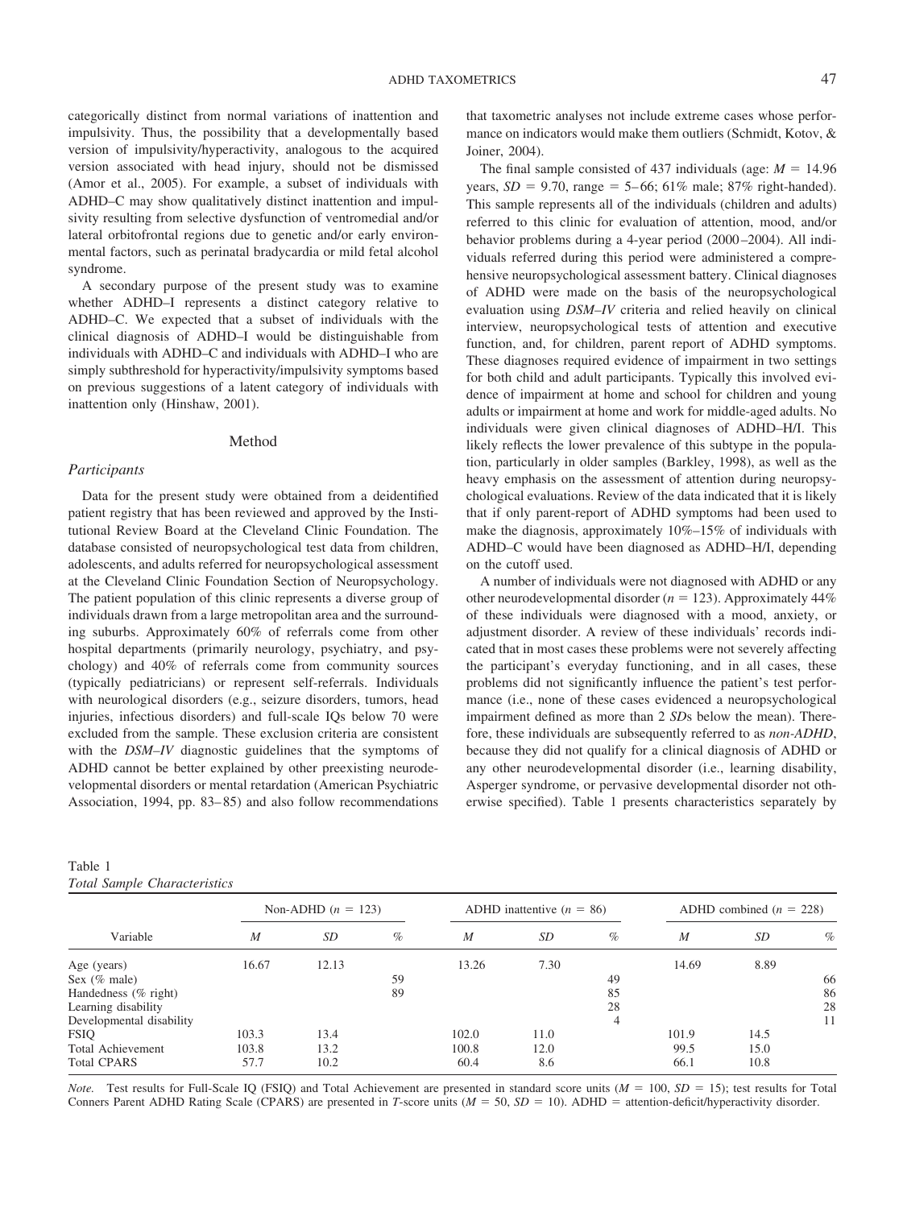categorically distinct from normal variations of inattention and impulsivity. Thus, the possibility that a developmentally based version of impulsivity/hyperactivity, analogous to the acquired version associated with head injury, should not be dismissed (Amor et al., 2005). For example, a subset of individuals with ADHD–C may show qualitatively distinct inattention and impulsivity resulting from selective dysfunction of ventromedial and/or lateral orbitofrontal regions due to genetic and/or early environmental factors, such as perinatal bradycardia or mild fetal alcohol syndrome.

A secondary purpose of the present study was to examine whether ADHD–I represents a distinct category relative to ADHD–C. We expected that a subset of individuals with the clinical diagnosis of ADHD–I would be distinguishable from individuals with ADHD–C and individuals with ADHD–I who are simply subthreshold for hyperactivity/impulsivity symptoms based on previous suggestions of a latent category of individuals with inattention only (Hinshaw, 2001).

## Method

### Participants

Data for the present study were obtained from a deidentified patient registry that has been reviewed and approved by the Institutional Review Board at the Cleveland Clinic Foundation. The database consisted of neuropsychological test data from children, adolescents, and adults referred for neuropsychological assessment at the Cleveland Clinic Foundation Section of Neuropsychology. The patient population of this clinic represents a diverse group of individuals drawn from a large metropolitan area and the surrounding suburbs. Approximately 60% of referrals come from other hospital departments (primarily neurology, psychiatry, and psychology) and 40% of referrals come from community sources (typically pediatricians) or represent self-referrals. Individuals with neurological disorders (e.g., seizure disorders, tumors, head injuries, infectious disorders) and full-scale IQs below 70 were excluded from the sample. These exclusion criteria are consistent with the *DSM–IV* diagnostic guidelines that the symptoms of ADHD cannot be better explained by other preexisting neurodevelopmental disorders or mental retardation (American Psychiatric Association, 1994, pp. 83–85) and also follow recommendations that taxometric analyses not include extreme cases whose performance on indicators would make them outliers (Schmidt, Kotov, & Joiner, 2004).

The final sample consisted of 437 individuals (age: $M = 14.96$ years, $SD = 9.70$, range = 5–66; 61% male; 87% right-handed). This sample represents all of the individuals (children and adults) referred to this clinic for evaluation of attention, mood, and/or behavior problems during a 4-year period (2000–2004). All individuals referred during this period were administered a comprehensive neuropsychological assessment battery. Clinical diagnoses of ADHD were made on the basis of the neuropsychological evaluation using *DSM–IV* criteria and relied heavily on clinical interview, neuropsychological tests of attention and executive function, and, for children, parent report of ADHD symptoms. These diagnoses required evidence of impairment in two settings for both child and adult participants. Typically this involved evidence of impairment at home and school for children and young adults or impairment at home and work for middle-aged adults. No individuals were given clinical diagnoses of ADHD–H/I. This likely reflects the lower prevalence of this subtype in the population, particularly in older samples (Barkley, 1998), as well as the heavy emphasis on the assessment of attention during neuropsychological evaluations. Review of the data indicated that it is likely that if only parent-report of ADHD symptoms had been used to make the diagnosis, approximately 10%–15% of individuals with ADHD–C would have been diagnosed as ADHD–H/I, depending on the cutoff used.

A number of individuals were not diagnosed with ADHD or any other neurodevelopmental disorder ($n = 123$). Approximately 44% of these individuals were diagnosed with a mood, anxiety, or adjustment disorder. A review of these individuals' records indicated that in most cases these problems were not severely affecting the participant's everyday functioning, and in all cases, these problems did not significantly influence the patient's test performance (i.e., none of these cases evidenced a neuropsychological impairment defined as more than 2 *SD*s below the mean). Therefore, these individuals are subsequently referred to as *non-ADHD*, because they did not qualify for a clinical diagnosis of ADHD or any other neurodevelopmental disorder (i.e., learning disability, Asperger syndrome, or pervasive developmental disorder not otherwise specified). Table 1 presents characteristics separately by

Table 1
*Total Sample Characteristics*

| Variable | Non-ADHD ($n = 123$) | | | ADHD inattentive ($n = 86$) | | | ADHD combined ($n = 228$) | | |
|---|---|---|---|---|---|---|---|---|---|
| | *M* | *SD* | % | *M* | *SD* | % | *M* | *SD* | % |
| Age (years) | 16.67 | 12.13 | | 13.26 | 7.30 | | 14.69 | 8.89 | |
| Sex (% male) | | | 59 | | | 49 | | | 66 |
| Handedness (% right) | | | 89 | | | 85 | | | 86 |
| Learning disability | | | | | | 28 | | | 28 |
| Developmental disability | | | | | | 4 | | | 11 |
| FSIQ | 103.3 | 13.4 | | 102.0 | 11.0 | | 101.9 | 14.5 | |
| Total Achievement | 103.8 | 13.2 | | 100.8 | 12.0 | | 99.5 | 15.0 | |
| Total CPARS | 57.7 | 10.2 | | 60.4 | 8.6 | | 66.1 | 10.8 | |

*Note.* Test results for Full-Scale IQ (FSIQ) and Total Achievement are presented in standard score units ($M = 100$, $SD = 15$); test results for Total Conners Parent ADHD Rating Scale (CPARS) are presented in *T*-score units ($M = 50$, $SD = 10$). ADHD = attention-deficit/hyperactivity disorder.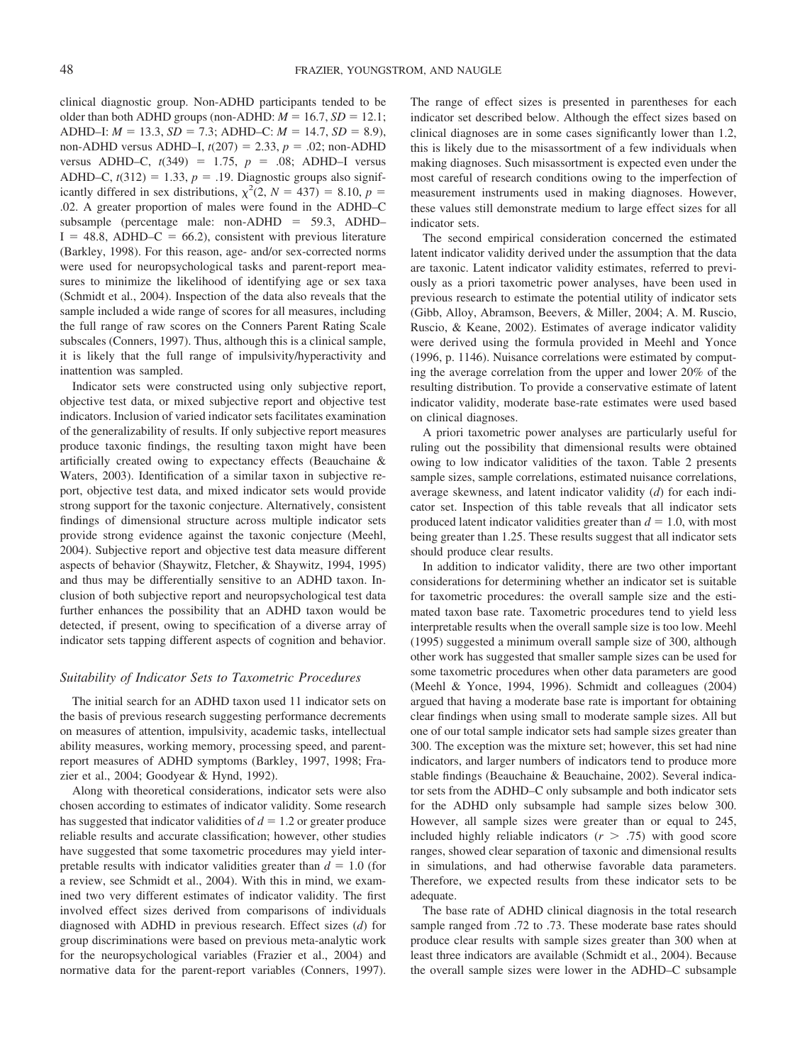clinical diagnostic group. Non-ADHD participants tended to be older than both ADHD groups (non-ADHD: $M = 16.7$, $SD = 12.1$; ADHD–I: $M = 13.3$, $SD = 7.3$; ADHD–C: $M = 14.7$, $SD = 8.9$), non-ADHD versus ADHD–I, $t(207) = 2.33$, $p = .02$; non-ADHD versus ADHD–C, $t(349) = 1.75$, $p = .08$; ADHD–I versus ADHD–C, $t(312) = 1.33$, $p = .19$. Diagnostic groups also significantly differed in sex distributions, $\chi^2(2, N = 437) = 8.10$, $p = .02$. A greater proportion of males were found in the ADHD–C subsample (percentage male: non-ADHD = 59.3, ADHD–I = 48.8, ADHD–C = 66.2), consistent with previous literature (Barkley, 1998). For this reason, age- and/or sex-corrected norms were used for neuropsychological tasks and parent-report measures to minimize the likelihood of identifying age or sex taxa (Schmidt et al., 2004). Inspection of the data also reveals that the sample included a wide range of scores for all measures, including the full range of raw scores on the Conners Parent Rating Scale subscales (Conners, 1997). Thus, although this is a clinical sample, it is likely that the full range of impulsivity/hyperactivity and inattention was sampled.

Indicator sets were constructed using only subjective report, objective test data, or mixed subjective report and objective test indicators. Inclusion of varied indicator sets facilitates examination of the generalizability of results. If only subjective report measures produce taxonic findings, the resulting taxon might have been artificially created owing to expectancy effects (Beauchaine & Waters, 2003). Identification of a similar taxon in subjective report, objective test data, and mixed indicator sets would provide strong support for the taxonic conjecture. Alternatively, consistent findings of dimensional structure across multiple indicator sets provide strong evidence against the taxonic conjecture (Meehl, 2004). Subjective report and objective test data measure different aspects of behavior (Shaywitz, Fletcher, & Shaywitz, 1994, 1995) and thus may be differentially sensitive to an ADHD taxon. Inclusion of both subjective report and neuropsychological test data further enhances the possibility that an ADHD taxon would be detected, if present, owing to specification of a diverse array of indicator sets tapping different aspects of cognition and behavior.

### *Suitability of Indicator Sets to Taxometric Procedures*

The initial search for an ADHD taxon used 11 indicator sets on the basis of previous research suggesting performance decrements on measures of attention, impulsivity, academic tasks, intellectual ability measures, working memory, processing speed, and parent-report measures of ADHD symptoms (Barkley, 1997, 1998; Frazier et al., 2004; Goodyear & Hynd, 1992).

Along with theoretical considerations, indicator sets were also chosen according to estimates of indicator validity. Some research has suggested that indicator validities of $d = 1.2$ or greater produce reliable results and accurate classification; however, other studies have suggested that some taxometric procedures may yield interpretable results with indicator validities greater than $d = 1.0$ (for a review, see Schmidt et al., 2004). With this in mind, we examined two very different estimates of indicator validity. The first involved effect sizes derived from comparisons of individuals diagnosed with ADHD in previous research. Effect sizes ($d$) for group discriminations were based on previous meta-analytic work for the neuropsychological variables (Frazier et al., 2004) and normative data for the parent-report variables (Conners, 1997). The range of effect sizes is presented in parentheses for each indicator set described below. Although the effect sizes based on clinical diagnoses are in some cases significantly lower than 1.2, this is likely due to the misassortment of a few individuals when making diagnoses. Such misassortment is expected even under the most careful of research conditions owing to the imperfection of measurement instruments used in making diagnoses. However, these values still demonstrate medium to large effect sizes for all indicator sets.

The second empirical consideration concerned the estimated latent indicator validity derived under the assumption that the data are taxonic. Latent indicator validity estimates, referred to previously as a priori taxometric power analyses, have been used in previous research to estimate the potential utility of indicator sets (Gibb, Alloy, Abramson, Beevers, & Miller, 2004; A. M. Ruscio, Ruscio, & Keane, 2002). Estimates of average indicator validity were derived using the formula provided in Meehl and Yonce (1996, p. 1146). Nuisance correlations were estimated by computing the average correlation from the upper and lower 20% of the resulting distribution. To provide a conservative estimate of latent indicator validity, moderate base-rate estimates were used based on clinical diagnoses.

A priori taxometric power analyses are particularly useful for ruling out the possibility that dimensional results were obtained owing to low indicator validities of the taxon. Table 2 presents sample sizes, sample correlations, estimated nuisance correlations, average skewness, and latent indicator validity ($d$) for each indicator set. Inspection of this table reveals that all indicator sets produced latent indicator validities greater than $d = 1.0$, with most being greater than 1.25. These results suggest that all indicator sets should produce clear results.

In addition to indicator validity, there are two other important considerations for determining whether an indicator set is suitable for taxometric procedures: the overall sample size and the estimated taxon base rate. Taxometric procedures tend to yield less interpretable results when the overall sample size is too low. Meehl (1995) suggested a minimum overall sample size of 300, although other work has suggested that smaller sample sizes can be used for some taxometric procedures when other data parameters are good (Meehl & Yonce, 1994, 1996). Schmidt and colleagues (2004) argued that having a moderate base rate is important for obtaining clear findings when using small to moderate sample sizes. All but one of our total sample indicator sets had sample sizes greater than 300. The exception was the mixture set; however, this set had nine indicators, and larger numbers of indicators tend to produce more stable findings (Beauchaine & Beauchaine, 2002). Several indicator sets from the ADHD–C only subsample and both indicator sets for the ADHD only subsample had sample sizes below 300. However, all sample sizes were greater than or equal to 245, included highly reliable indicators ($r > .75$) with good score ranges, showed clear separation of taxonic and dimensional results in simulations, and had otherwise favorable data parameters. Therefore, we expected results from these indicator sets to be adequate.

The base rate of ADHD clinical diagnosis in the total research sample ranged from .72 to .73. These moderate base rates should produce clear results with sample sizes greater than 300 when at least three indicators are available (Schmidt et al., 2004). Because the overall sample sizes were lower in the ADHD–C subsample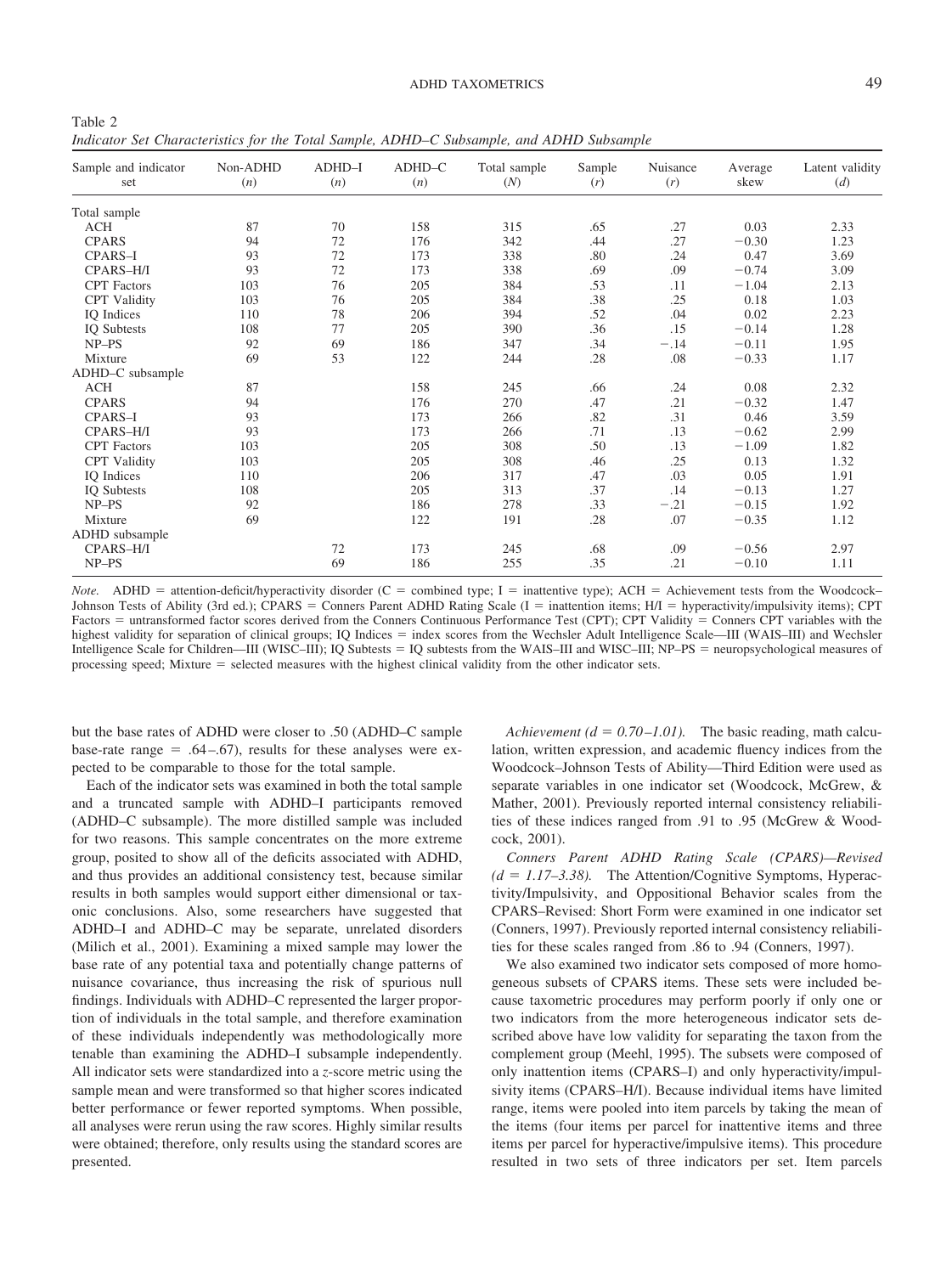Table 2
*Indicator Set Characteristics for the Total Sample, ADHD–C Subsample, and ADHD Subsample*

| Sample and indicator set | Non-ADHD ($n$) | ADHD–I ($n$) | ADHD–C ($n$) | Total sample ($N$) | Sample ($r$) | Nuisance ($r$) | Average skew | Latent validity ($d$) |
|---|---|---|---|---|---|---|---|---|
| Total sample | | | | | | | | |
| ACH | 87 | 70 | 158 | 315 | .65 | .27 | 0.03 | 2.33 |
| CPARS | 94 | 72 | 176 | 342 | .44 | .27 | −0.30 | 1.23 |
| CPARS–I | 93 | 72 | 173 | 338 | .80 | .24 | 0.47 | 3.69 |
| CPARS–H/I | 93 | 72 | 173 | 338 | .69 | .09 | −0.74 | 3.09 |
| CPT Factors | 103 | 76 | 205 | 384 | .53 | .11 | −1.04 | 2.13 |
| CPT Validity | 103 | 76 | 205 | 384 | .38 | .25 | 0.18 | 1.03 |
| IQ Indices | 110 | 78 | 206 | 394 | .52 | .04 | 0.02 | 2.23 |
| IQ Subtests | 108 | 77 | 205 | 390 | .36 | .15 | −0.14 | 1.28 |
| NP–PS | 92 | 69 | 186 | 347 | .34 | −.14 | −0.11 | 1.95 |
| Mixture | 69 | 53 | 122 | 244 | .28 | .08 | −0.33 | 1.17 |
| ADHD–C subsample | | | | | | | | |
| ACH | 87 | | 158 | 245 | .66 | .24 | 0.08 | 2.32 |
| CPARS | 94 | | 176 | 270 | .47 | .21 | −0.32 | 1.47 |
| CPARS–I | 93 | | 173 | 266 | .82 | .31 | 0.46 | 3.59 |
| CPARS–H/I | 93 | | 173 | 266 | .71 | .13 | −0.62 | 2.99 |
| CPT Factors | 103 | | 205 | 308 | .50 | .13 | −1.09 | 1.82 |
| CPT Validity | 103 | | 205 | 308 | .46 | .25 | 0.13 | 1.32 |
| IQ Indices | 110 | | 206 | 317 | .47 | .03 | 0.05 | 1.91 |
| IQ Subtests | 108 | | 205 | 313 | .37 | .14 | −0.13 | 1.27 |
| NP–PS | 92 | | 186 | 278 | .33 | −.21 | −0.15 | 1.92 |
| Mixture | 69 | | 122 | 191 | .28 | .07 | −0.35 | 1.12 |
| ADHD subsample | | | | | | | | |
| CPARS–H/I | | 72 | 173 | 245 | .68 | .09 | −0.56 | 2.97 |
| NP–PS | | 69 | 186 | 255 | .35 | .21 | −0.10 | 1.11 |

*Note.* ADHD = attention-deficit/hyperactivity disorder (C = combined type; I = inattentive type); ACH = Achievement tests from the Woodcock–Johnson Tests of Ability (3rd ed.); CPARS = Conners Parent ADHD Rating Scale (I = inattention items; H/I = hyperactivity/impulsivity items); CPT Factors = untransformed factor scores derived from the Conners Continuous Performance Test (CPT); CPT Validity = Conners CPT variables with the highest validity for separation of clinical groups; IQ Indices = index scores from the Wechsler Adult Intelligence Scale—III (WAIS–III) and Wechsler Intelligence Scale for Children—III (WISC–III); IQ Subtests = IQ subtests from the WAIS–III and WISC–III; NP–PS = neuropsychological measures of processing speed; Mixture = selected measures with the highest clinical validity from the other indicator sets.

but the base rates of ADHD were closer to .50 (ADHD–C sample base-rate range = .64–.67), results for these analyses were expected to be comparable to those for the total sample.

Each of the indicator sets was examined in both the total sample and a truncated sample with ADHD–I participants removed (ADHD–C subsample). The more distilled sample was included for two reasons. This sample concentrates on the more extreme group, posited to show all of the deficits associated with ADHD, and thus provides an additional consistency test, because similar results in both samples would support either dimensional or taxonic conclusions. Also, some researchers have suggested that ADHD–I and ADHD–C may be separate, unrelated disorders (Milich et al., 2001). Examining a mixed sample may lower the base rate of any potential taxa and potentially change patterns of nuisance covariance, thus increasing the risk of spurious null findings. Individuals with ADHD–C represented the larger proportion of individuals in the total sample, and therefore examination of these individuals independently was methodologically more tenable than examining the ADHD–I subsample independently. All indicator sets were standardized into a $z$-score metric using the sample mean and were transformed so that higher scores indicated better performance or fewer reported symptoms. When possible, all analyses were rerun using the raw scores. Highly similar results were obtained; therefore, only results using the standard scores are presented.

*Achievement ($d = 0.70$–$1.01$).* The basic reading, math calculation, written expression, and academic fluency indices from the Woodcock–Johnson Tests of Ability—Third Edition were used as separate variables in one indicator set (Woodcock, McGrew, & Mather, 2001). Previously reported internal consistency reliabilities of these indices ranged from .91 to .95 (McGrew & Woodcock, 2001).

*Conners Parent ADHD Rating Scale (CPARS)—Revised ($d = 1.17$–$3.38$).* The Attention/Cognitive Symptoms, Hyperactivity/Impulsivity, and Oppositional Behavior scales from the CPARS–Revised: Short Form were examined in one indicator set (Conners, 1997). Previously reported internal consistency reliabilities for these scales ranged from .86 to .94 (Conners, 1997).

We also examined two indicator sets composed of more homogeneous subsets of CPARS items. These sets were included because taxometric procedures may perform poorly if only one or two indicators from the more heterogeneous indicator sets described above have low validity for separating the taxon from the complement group (Meehl, 1995). The subsets were composed of only inattention items (CPARS–I) and only hyperactivity/impulsivity items (CPARS–H/I). Because individual items have limited range, items were pooled into item parcels by taking the mean of the items (four items per parcel for inattentive items and three items per parcel for hyperactive/impulsive items). This procedure resulted in two sets of three indicators per set. Item parcels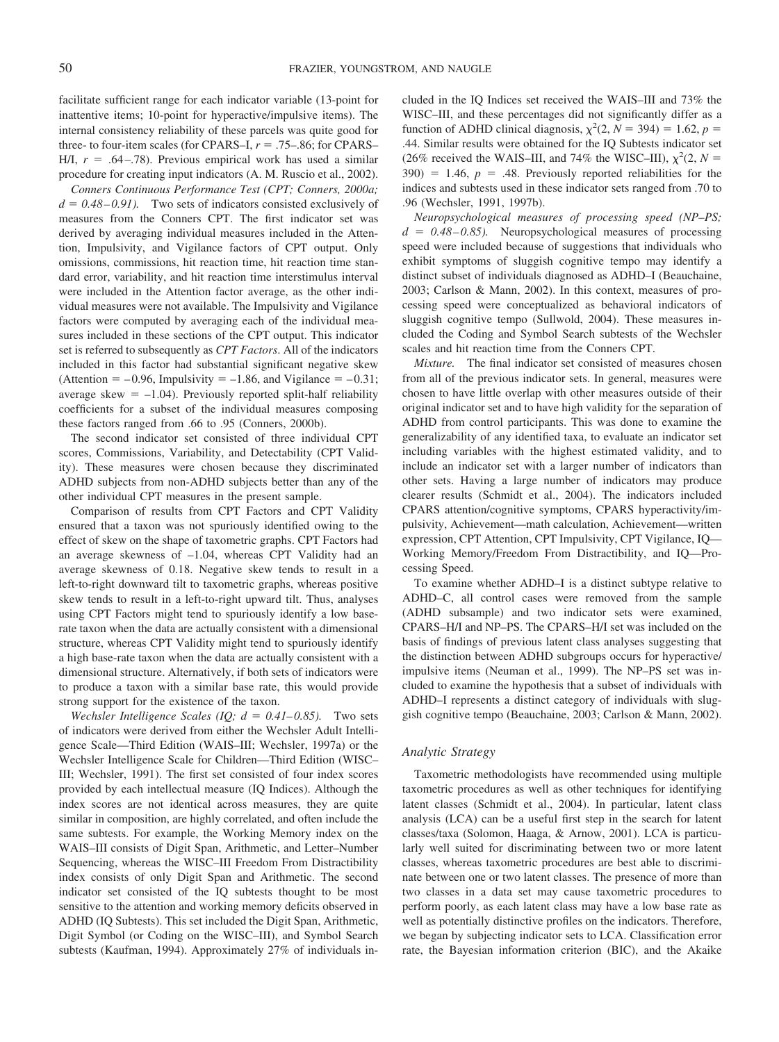facilitate sufficient range for each indicator variable (13-point for inattentive items; 10-point for hyperactive/impulsive items). The internal consistency reliability of these parcels was quite good for three- to four-item scales (for CPARS–I, $r$ = .75–.86; for CPARS–H/I, $r$ = .64–.78). Previous empirical work has used a similar procedure for creating input indicators (A. M. Ruscio et al., 2002).

*Conners Continuous Performance Test (CPT; Conners, 2000a; $d$ = 0.48–0.91).* Two sets of indicators consisted exclusively of measures from the Conners CPT. The first indicator set was derived by averaging individual measures included in the Attention, Impulsivity, and Vigilance factors of CPT output. Only omissions, commissions, hit reaction time, hit reaction time standard error, variability, and hit reaction time interstimulus interval were included in the Attention factor average, as the other individual measures were not available. The Impulsivity and Vigilance factors were computed by averaging each of the individual measures included in these sections of the CPT output. This indicator set is referred to subsequently as *CPT Factors*. All of the indicators included in this factor had substantial significant negative skew (Attention = –0.96, Impulsivity = –1.86, and Vigilance = –0.31; average skew = –1.04). Previously reported split-half reliability coefficients for a subset of the individual measures composing these factors ranged from .66 to .95 (Conners, 2000b).

The second indicator set consisted of three individual CPT scores, Commissions, Variability, and Detectability (CPT Validity). These measures were chosen because they discriminated ADHD subjects from non-ADHD subjects better than any of the other individual CPT measures in the present sample.

Comparison of results from CPT Factors and CPT Validity ensured that a taxon was not spuriously identified owing to the effect of skew on the shape of taxometric graphs. CPT Factors had an average skewness of –1.04, whereas CPT Validity had an average skewness of 0.18. Negative skew tends to result in a left-to-right downward tilt to taxometric graphs, whereas positive skew tends to result in a left-to-right upward tilt. Thus, analyses using CPT Factors might tend to spuriously identify a low base-rate taxon when the data are actually consistent with a dimensional structure, whereas CPT Validity might tend to spuriously identify a high base-rate taxon when the data are actually consistent with a dimensional structure. Alternatively, if both sets of indicators were to produce a taxon with a similar base rate, this would provide strong support for the existence of the taxon.

*Wechsler Intelligence Scales (IQ; $d$ = 0.41–0.85).* Two sets of indicators were derived from either the Wechsler Adult Intelligence Scale—Third Edition (WAIS–III; Wechsler, 1997a) or the Wechsler Intelligence Scale for Children—Third Edition (WISC–III; Wechsler, 1991). The first set consisted of four index scores provided by each intellectual measure (IQ Indices). Although the index scores are not identical across measures, they are quite similar in composition, are highly correlated, and often include the same subtests. For example, the Working Memory index on the WAIS–III consists of Digit Span, Arithmetic, and Letter–Number Sequencing, whereas the WISC–III Freedom From Distractibility index consists of only Digit Span and Arithmetic. The second indicator set consisted of the IQ subtests thought to be most sensitive to the attention and working memory deficits observed in ADHD (IQ Subtests). This set included the Digit Span, Arithmetic, Digit Symbol (or Coding on the WISC–III), and Symbol Search subtests (Kaufman, 1994). Approximately 27% of individuals included in the IQ Indices set received the WAIS–III and 73% the WISC–III, and these percentages did not significantly differ as a function of ADHD clinical diagnosis, $\chi^2(2, N = 394) = 1.62$, $p$ = .44. Similar results were obtained for the IQ Subtests indicator set (26% received the WAIS–III, and 74% the WISC–III), $\chi^2(2, N = 390) = 1.46$, $p$ = .48. Previously reported reliabilities for the indices and subtests used in these indicator sets ranged from .70 to .96 (Wechsler, 1991, 1997b).

*Neuropsychological measures of processing speed (NP–PS; $d$ = 0.48–0.85).* Neuropsychological measures of processing speed were included because of suggestions that individuals who exhibit symptoms of sluggish cognitive tempo may identify a distinct subset of individuals diagnosed as ADHD–I (Beauchaine, 2003; Carlson & Mann, 2002). In this context, measures of processing speed were conceptualized as behavioral indicators of sluggish cognitive tempo (Sullwold, 2004). These measures included the Coding and Symbol Search subtests of the Wechsler scales and hit reaction time from the Conners CPT.

*Mixture.* The final indicator set consisted of measures chosen from all of the previous indicator sets. In general, measures were chosen to have little overlap with other measures outside of their original indicator set and to have high validity for the separation of ADHD from control participants. This was done to examine the generalizability of any identified taxa, to evaluate an indicator set including variables with the highest estimated validity, and to include an indicator set with a larger number of indicators than other sets. Having a large number of indicators may produce clearer results (Schmidt et al., 2004). The indicators included CPARS attention/cognitive symptoms, CPARS hyperactivity/impulsivity, Achievement—math calculation, Achievement—written expression, CPT Attention, CPT Impulsivity, CPT Vigilance, IQ—Working Memory/Freedom From Distractibility, and IQ—Processing Speed.

To examine whether ADHD–I is a distinct subtype relative to ADHD–C, all control cases were removed from the sample (ADHD subsample) and two indicator sets were examined, CPARS–H/I and NP–PS. The CPARS–H/I set was included on the basis of findings of previous latent class analyses suggesting that the distinction between ADHD subgroups occurs for hyperactive/impulsive items (Neuman et al., 1999). The NP–PS set was included to examine the hypothesis that a subset of individuals with ADHD–I represents a distinct category of individuals with sluggish cognitive tempo (Beauchaine, 2003; Carlson & Mann, 2002).

### Analytic Strategy

Taxometric methodologists have recommended using multiple taxometric procedures as well as other techniques for identifying latent classes (Schmidt et al., 2004). In particular, latent class analysis (LCA) can be a useful first step in the search for latent classes/taxa (Solomon, Haaga, & Arnow, 2001). LCA is particularly well suited for discriminating between two or more latent classes, whereas taxometric procedures are best able to discriminate between one or two latent classes. The presence of more than two classes in a data set may cause taxometric procedures to perform poorly, as each latent class may have a low base rate as well as potentially distinctive profiles on the indicators. Therefore, we began by subjecting indicator sets to LCA. Classification error rate, the Bayesian information criterion (BIC), and the Akaike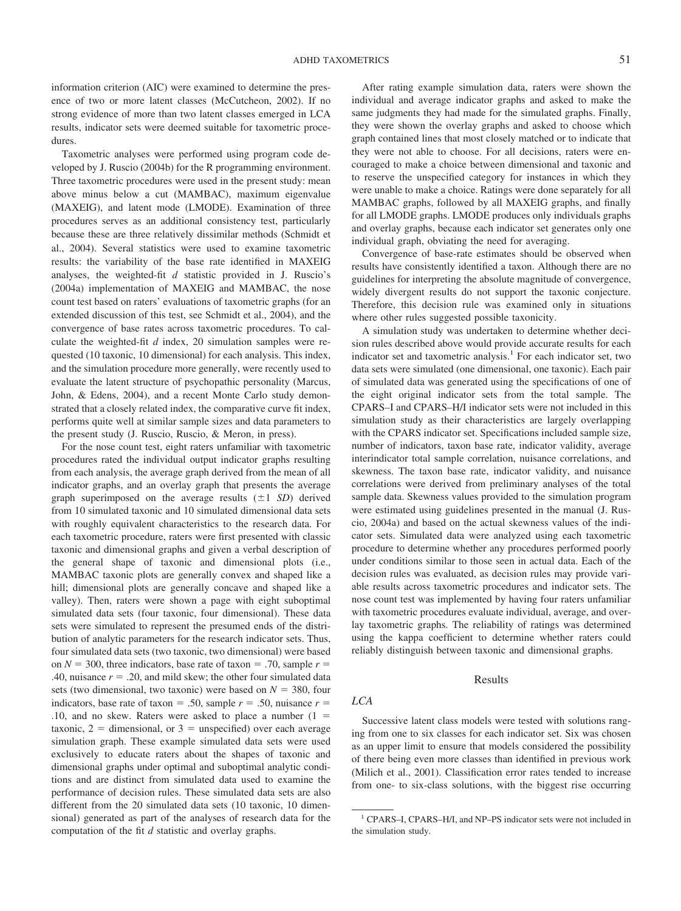information criterion (AIC) were examined to determine the presence of two or more latent classes (McCutcheon, 2002). If no strong evidence of more than two latent classes emerged in LCA results, indicator sets were deemed suitable for taxometric procedures.

Taxometric analyses were performed using program code developed by J. Ruscio (2004b) for the R programming environment. Three taxometric procedures were used in the present study: mean above minus below a cut (MAMBAC), maximum eigenvalue (MAXEIG), and latent mode (LMODE). Examination of three procedures serves as an additional consistency test, particularly because these are three relatively dissimilar methods (Schmidt et al., 2004). Several statistics were used to examine taxometric results: the variability of the base rate identified in MAXEIG analyses, the weighted-fit $d$ statistic provided in J. Ruscio's (2004a) implementation of MAXEIG and MAMBAC, the nose count test based on raters' evaluations of taxometric graphs (for an extended discussion of this test, see Schmidt et al., 2004), and the convergence of base rates across taxometric procedures. To calculate the weighted-fit $d$ index, 20 simulation samples were requested (10 taxonic, 10 dimensional) for each analysis. This index, and the simulation procedure more generally, were recently used to evaluate the latent structure of psychopathic personality (Marcus, John, & Edens, 2004), and a recent Monte Carlo study demonstrated that a closely related index, the comparative curve fit index, performs quite well at similar sample sizes and data parameters to the present study (J. Ruscio, Ruscio, & Meron, in press).

For the nose count test, eight raters unfamiliar with taxometric procedures rated the individual output indicator graphs resulting from each analysis, the average graph derived from the mean of all indicator graphs, and an overlay graph that presents the average graph superimposed on the average results ($\pm 1$ $SD$) derived from 10 simulated taxonic and 10 simulated dimensional data sets with roughly equivalent characteristics to the research data. For each taxometric procedure, raters were first presented with classic taxonic and dimensional graphs and given a verbal description of the general shape of taxonic and dimensional plots (i.e., MAMBAC taxonic plots are generally convex and shaped like a hill; dimensional plots are generally concave and shaped like a valley). Then, raters were shown a page with eight suboptimal simulated data sets (four taxonic, four dimensional). These data sets were simulated to represent the presumed ends of the distribution of analytic parameters for the research indicator sets. Thus, four simulated data sets (two taxonic, two dimensional) were based on $N = 300$, three indicators, base rate of taxon = .70, sample $r$ = .40, nuisance $r$ = .20, and mild skew; the other four simulated data sets (two dimensional, two taxonic) were based on $N = 380$, four indicators, base rate of taxon = .50, sample $r$ = .50, nuisance $r$ = .10, and no skew. Raters were asked to place a number (1 = taxonic, 2 = dimensional, or 3 = unspecified) over each average simulation graph. These example simulated data sets were used exclusively to educate raters about the shapes of taxonic and dimensional graphs under optimal and suboptimal analytic conditions and are distinct from simulated data used to examine the performance of decision rules. These simulated data sets are also different from the 20 simulated data sets (10 taxonic, 10 dimensional) generated as part of the analyses of research data for the computation of the fit $d$ statistic and overlay graphs.

After rating example simulation data, raters were shown the individual and average indicator graphs and asked to make the same judgments they had made for the simulated graphs. Finally, they were shown the overlay graphs and asked to choose which graph contained lines that most closely matched or to indicate that they were not able to choose. For all decisions, raters were encouraged to make a choice between dimensional and taxonic and to reserve the unspecified category for instances in which they were unable to make a choice. Ratings were done separately for all MAMBAC graphs, followed by all MAXEIG graphs, and finally for all LMODE graphs. LMODE produces only individuals graphs and overlay graphs, because each indicator set generates only one individual graph, obviating the need for averaging.

Convergence of base-rate estimates should be observed when results have consistently identified a taxon. Although there are no guidelines for interpreting the absolute magnitude of convergence, widely divergent results do not support the taxonic conjecture. Therefore, this decision rule was examined only in situations where other rules suggested possible taxonicity.

A simulation study was undertaken to determine whether decision rules described above would provide accurate results for each indicator set and taxometric analysis.[1] For each indicator set, two data sets were simulated (one dimensional, one taxonic). Each pair of simulated data was generated using the specifications of one of the eight original indicator sets from the total sample. The CPARS–I and CPARS–H/I indicator sets were not included in this simulation study as their characteristics are largely overlapping with the CPARS indicator set. Specifications included sample size, number of indicators, taxon base rate, indicator validity, average interindicator total sample correlation, nuisance correlations, and skewness. The taxon base rate, indicator validity, and nuisance correlations were derived from preliminary analyses of the total sample data. Skewness values provided to the simulation program were estimated using guidelines presented in the manual (J. Ruscio, 2004a) and based on the actual skewness values of the indicator sets. Simulated data were analyzed using each taxometric procedure to determine whether any procedures performed poorly under conditions similar to those seen in actual data. Each of the decision rules was evaluated, as decision rules may provide variable results across taxometric procedures and indicator sets. The nose count test was implemented by having four raters unfamiliar with taxometric procedures evaluate individual, average, and overlay taxometric graphs. The reliability of ratings was determined using the kappa coefficient to determine whether raters could reliably distinguish between taxonic and dimensional graphs.

## Results

### LCA

Successive latent class models were tested with solutions ranging from one to six classes for each indicator set. Six was chosen as an upper limit to ensure that models considered the possibility of there being even more classes than identified in previous work (Milich et al., 2001). Classification error rates tended to increase from one- to six-class solutions, with the biggest rise occurring

[1] CPARS–I, CPARS–H/I, and NP–PS indicator sets were not included in the simulation study.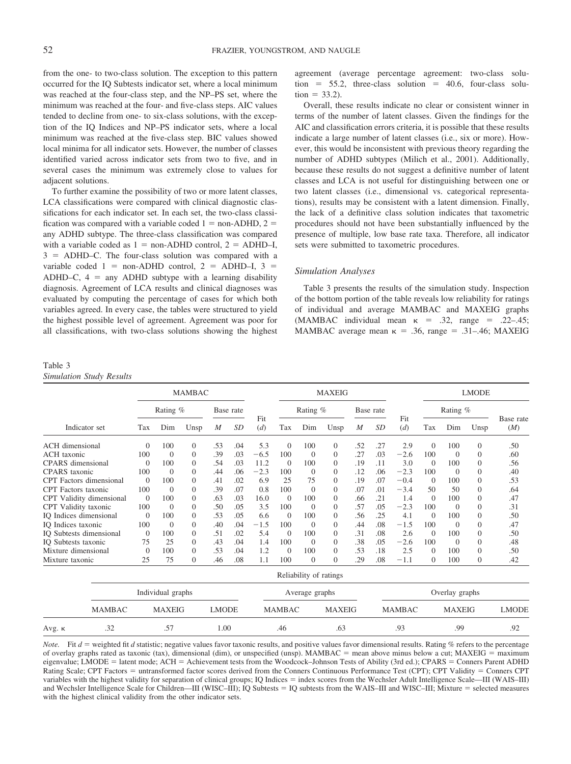from the one- to two-class solution. The exception to this pattern occurred for the IQ Subtests indicator set, where a local minimum was reached at the four-class step, and the NP–PS set, where the minimum was reached at the four- and five-class steps. AIC values tended to decline from one- to six-class solutions, with the exception of the IQ Indices and NP–PS indicator sets, where a local minimum was reached at the five-class step. BIC values showed local minima for all indicator sets. However, the number of classes identified varied across indicator sets from two to five, and in several cases the minimum was extremely close to values for adjacent solutions.

To further examine the possibility of two or more latent classes, LCA classifications were compared with clinical diagnostic classifications for each indicator set. In each set, the two-class classification was compared with a variable coded 1 = non-ADHD, 2 = any ADHD subtype. The three-class classification was compared with a variable coded as 1 = non-ADHD control, 2 = ADHD–I, 3 = ADHD–C. The four-class solution was compared with a variable coded 1 = non-ADHD control, 2 = ADHD–I, 3 = ADHD–C, 4 = any ADHD subtype with a learning disability diagnosis. Agreement of LCA results and clinical diagnoses was evaluated by computing the percentage of cases for which both variables agreed. In every case, the tables were structured to yield the highest possible level of agreement. Agreement was poor for all classifications, with two-class solutions showing the highest agreement (average percentage agreement: two-class solution = 55.2, three-class solution = 40.6, four-class solution = 33.2).

Overall, these results indicate no clear or consistent winner in terms of the number of latent classes. Given the findings for the AIC and classification errors criteria, it is possible that these results indicate a large number of latent classes (i.e., six or more). However, this would be inconsistent with previous theory regarding the number of ADHD subtypes (Milich et al., 2001). Additionally, because these results do not suggest a definitive number of latent classes and LCA is not useful for distinguishing between one or two latent classes (i.e., dimensional vs. categorical representations), results may be consistent with a latent dimension. Finally, the lack of a definitive class solution indicates that taxometric procedures should not have been substantially influenced by the presence of multiple, low base rate taxa. Therefore, all indicator sets were submitted to taxometric procedures.

### *Simulation Analyses*

Table 3 presents the results of the simulation study. Inspection of the bottom portion of the table reveals low reliability for ratings of individual and average MAMBAC and MAXEIG graphs (MAMBAC individual mean $\kappa$ = .32, range = .22–.45; MAMBAC average mean $\kappa$ = .36, range = .31–.46; MAXEIG

Table 3
*Simulation Study Results*

| Indicator set | MAMBAC | | | | | | MAXEIG | | | | | | LMODE | | | |
|---|---|---|---|---|---|---|---|---|---|---|---|---|---|---|---|---|
| | Rating % | | | Base rate | | Fit | Rating % | | | Base rate | | Fit | Rating % | | | Base rate |
| | Tax | Dim | Unsp | *M* | *SD* | (*d*) | Tax | Dim | Unsp | *M* | *SD* | (*d*) | Tax | Dim | Unsp | (*M*) |
| ACH dimensional | 0 | 100 | 0 | .53 | .04 | 5.3 | 0 | 100 | 0 | .52 | .27 | 2.9 | 0 | 100 | 0 | .50 |
| ACH taxonic | 100 | 0 | 0 | .39 | .03 | −6.5 | 100 | 0 | 0 | .27 | .03 | −2.6 | 100 | 0 | 0 | .60 |
| CPARS dimensional | 0 | 100 | 0 | .54 | .03 | 11.2 | 0 | 100 | 0 | .19 | .11 | 3.0 | 0 | 100 | 0 | .56 |
| CPARS taxonic | 100 | 0 | 0 | .44 | .06 | −2.3 | 100 | 0 | 0 | .12 | .06 | −2.3 | 100 | 0 | 0 | .40 |
| CPT Factors dimensional | 0 | 100 | 0 | .41 | .02 | 6.9 | 25 | 75 | 0 | .19 | .07 | −0.4 | 0 | 100 | 0 | .53 |
| CPT Factors taxonic | 100 | 0 | 0 | .39 | .07 | 0.8 | 100 | 0 | 0 | .07 | .01 | −3.4 | 50 | 50 | 0 | .64 |
| CPT Validity dimensional | 0 | 100 | 0 | .63 | .03 | 16.0 | 0 | 100 | 0 | .66 | .21 | 1.4 | 0 | 100 | 0 | .47 |
| CPT Validity taxonic | 100 | 0 | 0 | .50 | .05 | 3.5 | 100 | 0 | 0 | .57 | .05 | −2.3 | 100 | 0 | 0 | .31 |
| IQ Indices dimensional | 0 | 100 | 0 | .53 | .05 | 6.6 | 0 | 100 | 0 | .56 | .25 | 4.1 | 0 | 100 | 0 | .50 |
| IQ Indices taxonic | 100 | 0 | 0 | .40 | .04 | −1.5 | 100 | 0 | 0 | .44 | .08 | −1.5 | 100 | 0 | 0 | .47 |
| IQ Subtests dimensional | 0 | 100 | 0 | .51 | .02 | 5.4 | 0 | 100 | 0 | .31 | .08 | 2.6 | 0 | 100 | 0 | .50 |
| IQ Subtests taxonic | 75 | 25 | 0 | .43 | .04 | 1.4 | 100 | 0 | 0 | .38 | .05 | −2.6 | 100 | 0 | 0 | .48 |
| Mixture dimensional | 0 | 100 | 0 | .53 | .04 | 1.2 | 0 | 100 | 0 | .53 | .18 | 2.5 | 0 | 100 | 0 | .50 |
| Mixture taxonic | 25 | 75 | 0 | .46 | .08 | 1.1 | 100 | 0 | 0 | .29 | .08 | −1.1 | 0 | 100 | 0 | .42 |

Reliability of ratings

| | Individual graphs | | | Average graphs | | Overlay graphs | | |
|---|---|---|---|---|---|---|---|---|
| | MAMBAC | MAXEIG | LMODE | MAMBAC | MAXEIG | MAMBAC | MAXEIG | LMODE |
| Avg. $\kappa$ | .32 | .57 | 1.00 | .46 | .63 | .93 | .99 | .92 |

*Note*. Fit *d* = weighted fit *d* statistic; negative values favor taxonic results, and positive values favor dimensional results. Rating % refers to the percentage of overlay graphs rated as taxonic (tax), dimensional (dim), or unspecified (unsp). MAMBAC = mean above minus below a cut; MAXEIG = maximum eigenvalue; LMODE = latent mode; ACH = Achievement tests from the Woodcock–Johnson Tests of Ability (3rd ed.); CPARS = Conners Parent ADHD Rating Scale; CPT Factors = untransformed factor scores derived from the Conners Continuous Performance Test (CPT); CPT Validity = Conners CPT variables with the highest validity for separation of clinical groups; IQ Indices = index scores from the Wechsler Adult Intelligence Scale—III (WAIS–III) and Wechsler Intelligence Scale for Children—III (WISC–III); IQ Subtests = IQ subtests from the WAIS–III and WISC–III; Mixture = selected measures with the highest clinical validity from the other indicator sets.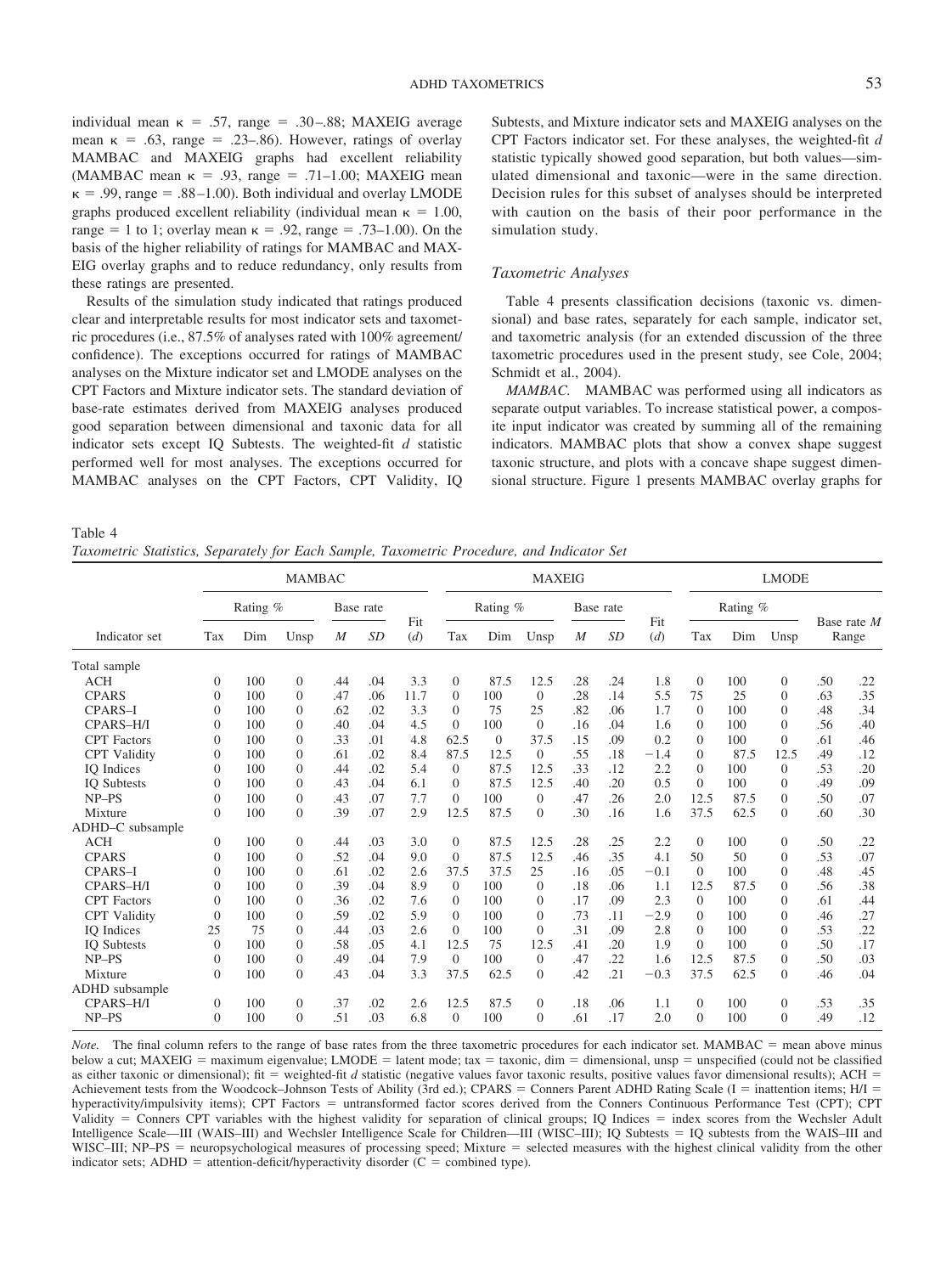individual mean κ = .57, range = .30–.88; MAXEIG average mean κ = .63, range = .23–.86). However, ratings of overlay MAMBAC and MAXEIG graphs had excellent reliability (MAMBAC mean κ = .93, range = .71–1.00; MAXEIG mean κ = .99, range = .88–1.00). Both individual and overlay LMODE graphs produced excellent reliability (individual mean κ = 1.00, range = 1 to 1; overlay mean κ = .92, range = .73–1.00). On the basis of the higher reliability of ratings for MAMBAC and MAXEIG overlay graphs and to reduce redundancy, only results from these ratings are presented.

Results of the simulation study indicated that ratings produced clear and interpretable results for most indicator sets and taxometric procedures (i.e., 87.5% of analyses rated with 100% agreement/confidence). The exceptions occurred for ratings of MAMBAC analyses on the Mixture indicator set and LMODE analyses on the CPT Factors and Mixture indicator sets. The standard deviation of base-rate estimates derived from MAXEIG analyses produced good separation between dimensional and taxonic data for all indicator sets except IQ Subtests. The weighted-fit *d* statistic performed well for most analyses. The exceptions occurred for MAMBAC analyses on the CPT Factors, CPT Validity, IQ Subtests, and Mixture indicator sets and MAXEIG analyses on the CPT Factors indicator set. For these analyses, the weighted-fit *d* statistic typically showed good separation, but both values—simulated dimensional and taxonic—were in the same direction. Decision rules for this subset of analyses should be interpreted with caution on the basis of their poor performance in the simulation study.

### Taxometric Analyses

Table 4 presents classification decisions (taxonic vs. dimensional) and base rates, separately for each sample, indicator set, and taxometric analysis (for an extended discussion of the three taxometric procedures used in the present study, see Cole, 2004; Schmidt et al., 2004).

*MAMBAC.* MAMBAC was performed using all indicators as separate output variables. To increase statistical power, a composite input indicator was created by summing all of the remaining indicators. MAMBAC plots that show a convex shape suggest taxonic structure, and plots with a concave shape suggest dimensional structure. Figure 1 presents MAMBAC overlay graphs for

Table 4
*Taxometric Statistics, Separately for Each Sample, Taxometric Procedure, and Indicator Set*

| | MAMBAC | | | | | | MAXEIG | | | | | | LMODE | | | | |
|---|---|---|---|---|---|---|---|---|---|---|---|---|---|---|---|---|---|
| | Rating % | | | Base rate | | | Rating % | | | Base rate | | | Rating % | | | | |
| Indicator set | Tax | Dim | Unsp | *M* | *SD* | Fit (*d*) | Tax | Dim | Unsp | *M* | *SD* | Fit (*d*) | Tax | Dim | Unsp | Base rate *M* | Range |
| Total sample | | | | | | | | | | | | | | | | | |
| ACH | 0 | 100 | 0 | .44 | .04 | 3.3 | 0 | 87.5 | 12.5 | .28 | .24 | 1.8 | 0 | 100 | 0 | .50 | .22 |
| CPARS | 0 | 100 | 0 | .47 | .06 | 11.7 | 0 | 100 | 0 | .28 | .14 | 5.5 | 75 | 25 | 0 | .63 | .35 |
| CPARS–I | 0 | 100 | 0 | .62 | .02 | 3.3 | 0 | 75 | 25 | .82 | .06 | 1.7 | 0 | 100 | 0 | .48 | .34 |
| CPARS–H/I | 0 | 100 | 0 | .40 | .04 | 4.5 | 0 | 100 | 0 | .16 | .04 | 1.6 | 0 | 100 | 0 | .56 | .40 |
| CPT Factors | 0 | 100 | 0 | .33 | .01 | 4.8 | 62.5 | 0 | 37.5 | .15 | .09 | 0.2 | 0 | 100 | 0 | .61 | .46 |
| CPT Validity | 0 | 100 | 0 | .61 | .02 | 8.4 | 87.5 | 12.5 | 0 | .55 | .18 | −1.4 | 0 | 87.5 | 12.5 | .49 | .12 |
| IQ Indices | 0 | 100 | 0 | .44 | .02 | 5.4 | 0 | 87.5 | 12.5 | .33 | .12 | 2.2 | 0 | 100 | 0 | .53 | .20 |
| IQ Subtests | 0 | 100 | 0 | .43 | .04 | 6.1 | 0 | 87.5 | 12.5 | .40 | .20 | 0.5 | 0 | 100 | 0 | .49 | .09 |
| NP–PS | 0 | 100 | 0 | .43 | .07 | 7.7 | 0 | 100 | 0 | .47 | .26 | 2.0 | 12.5 | 87.5 | 0 | .50 | .07 |
| Mixture | 0 | 100 | 0 | .39 | .07 | 2.9 | 12.5 | 87.5 | 0 | .30 | .16 | 1.6 | 37.5 | 62.5 | 0 | .60 | .30 |
| ADHD–C subsample | | | | | | | | | | | | | | | | | |
| ACH | 0 | 100 | 0 | .44 | .03 | 3.0 | 0 | 87.5 | 12.5 | .28 | .25 | 2.2 | 0 | 100 | 0 | .50 | .22 |
| CPARS | 0 | 100 | 0 | .52 | .04 | 9.0 | 0 | 87.5 | 12.5 | .46 | .35 | 4.1 | 50 | 50 | 0 | .53 | .07 |
| CPARS–I | 0 | 100 | 0 | .61 | .02 | 2.6 | 37.5 | 37.5 | 25 | .16 | .05 | −0.1 | 0 | 100 | 0 | .48 | .45 |
| CPARS–H/I | 0 | 100 | 0 | .39 | .04 | 8.9 | 0 | 100 | 0 | .18 | .06 | 1.1 | 12.5 | 87.5 | 0 | .56 | .38 |
| CPT Factors | 0 | 100 | 0 | .36 | .02 | 7.6 | 0 | 100 | 0 | .17 | .09 | 2.3 | 0 | 100 | 0 | .61 | .44 |
| CPT Validity | 0 | 100 | 0 | .59 | .02 | 5.9 | 0 | 100 | 0 | .73 | .11 | −2.9 | 0 | 100 | 0 | .46 | .27 |
| IQ Indices | 25 | 75 | 0 | .44 | .03 | 2.6 | 0 | 100 | 0 | .31 | .09 | 2.8 | 0 | 100 | 0 | .53 | .22 |
| IQ Subtests | 0 | 100 | 0 | .58 | .05 | 4.1 | 12.5 | 75 | 12.5 | .41 | .20 | 1.9 | 0 | 100 | 0 | .50 | .17 |
| NP–PS | 0 | 100 | 0 | .49 | .04 | 7.9 | 0 | 100 | 0 | .47 | .22 | 1.6 | 12.5 | 87.5 | 0 | .50 | .03 |
| Mixture | 0 | 100 | 0 | .43 | .04 | 3.3 | 37.5 | 62.5 | 0 | .42 | .21 | −0.3 | 37.5 | 62.5 | 0 | .46 | .04 |
| ADHD subsample | | | | | | | | | | | | | | | | | |
| CPARS–H/I | 0 | 100 | 0 | .37 | .02 | 2.6 | 12.5 | 87.5 | 0 | .18 | .06 | 1.1 | 0 | 100 | 0 | .53 | .35 |
| NP–PS | 0 | 100 | 0 | .51 | .03 | 6.8 | 0 | 100 | 0 | .61 | .17 | 2.0 | 0 | 100 | 0 | .49 | .12 |

*Note.* The final column refers to the range of base rates from the three taxometric procedures for each indicator set. MAMBAC = mean above minus below a cut; MAXEIG = maximum eigenvalue; LMODE = latent mode; tax = taxonic, dim = dimensional, unsp = unspecified (could not be classified as either taxonic or dimensional); fit = weighted-fit *d* statistic (negative values favor taxonic results, positive values favor dimensional results); ACH = Achievement tests from the Woodcock–Johnson Tests of Ability (3rd ed.); CPARS = Conners Parent ADHD Rating Scale (I = inattention items; H/I = hyperactivity/impulsivity items); CPT Factors = untransformed factor scores derived from the Conners Continuous Performance Test (CPT); CPT Validity = Conners CPT variables with the highest validity for separation of clinical groups; IQ Indices = index scores from the Wechsler Adult Intelligence Scale—III (WAIS–III) and Wechsler Intelligence Scale for Children—III (WISC–III); IQ Subtests = IQ subtests from the WAIS–III and WISC–III; NP–PS = neuropsychological measures of processing speed; Mixture = selected measures with the highest clinical validity from the other indicator sets; ADHD = attention-deficit/hyperactivity disorder (C = combined type).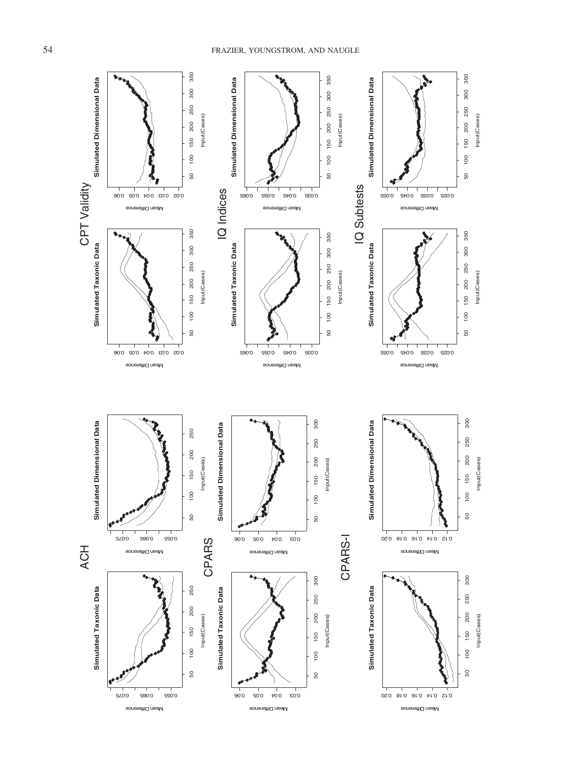ACH

Simulated Taxonomic Data

Simulated Dimensional Data

CPARS

Simulated Taxonomic Data

Simulated Dimensional Data

CPARS-I

Simulated Taxonomic Data

Simulated Dimensional Data

CPT Validity

Simulated Taxonomic Data

Simulated Dimensional Data

IQ Indices

Simulated Taxonomic Data

Simulated Dimensional Data

IQ Subtests

Simulated Taxonomic Data

Simulated Dimensional Data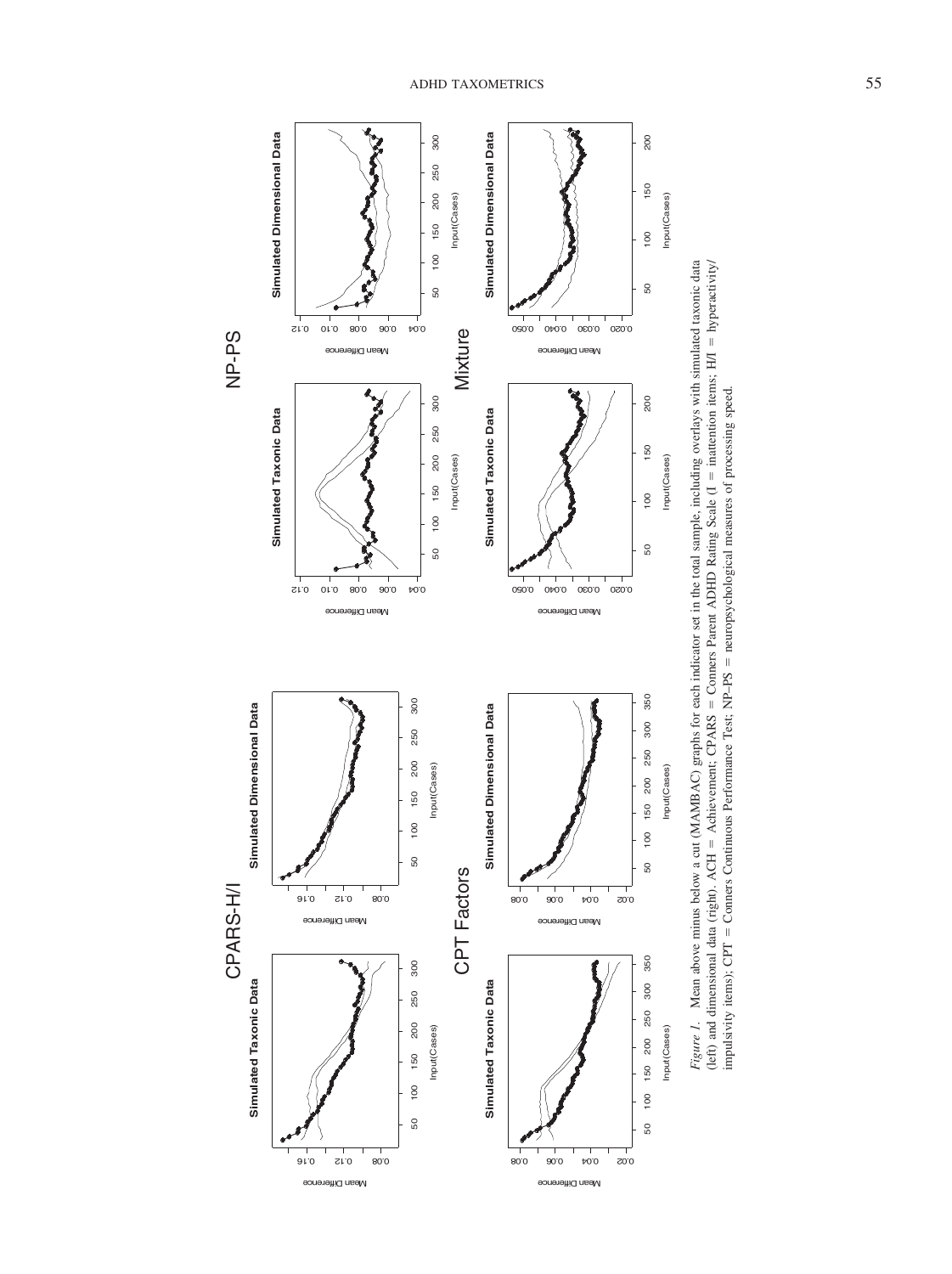*Figure 1.* Mean above minus below a cut (MAMBAC) graphs for each indicator set in the total sample, including overlays with simulated taxonic data (left) and dimensional data (right). ACH = Achievement; CPARS = Conners Parent ADHD Rating Scale (I = inattention items; H/I = hyperactivity/impulsivity items); CPT = Conners Continuous Performance Test; NP–PS = neuropsychological measures of processing speed.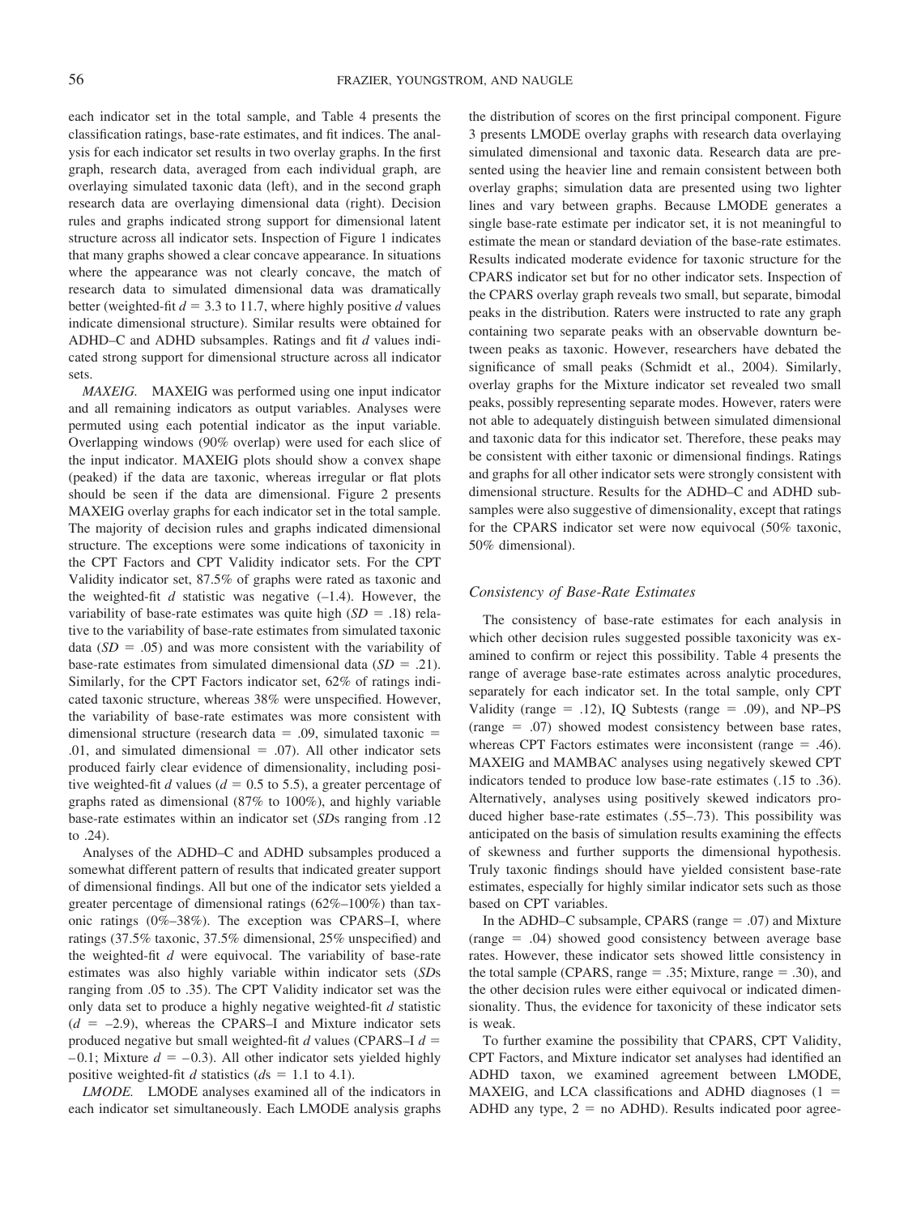each indicator set in the total sample, and Table 4 presents the classification ratings, base-rate estimates, and fit indices. The analysis for each indicator set results in two overlay graphs. In the first graph, research data, averaged from each individual graph, are overlaying simulated taxonic data (left), and in the second graph research data are overlaying dimensional data (right). Decision rules and graphs indicated strong support for dimensional latent structure across all indicator sets. Inspection of Figure 1 indicates that many graphs showed a clear concave appearance. In situations where the appearance was not clearly concave, the match of research data to simulated dimensional data was dramatically better (weighted-fit $d = 3.3$ to 11.7, where highly positive $d$ values indicate dimensional structure). Similar results were obtained for ADHD–C and ADHD subsamples. Ratings and fit $d$ values indicated strong support for dimensional structure across all indicator sets.

*MAXEIG.* MAXEIG was performed using one input indicator and all remaining indicators as output variables. Analyses were permuted using each potential indicator as the input variable. Overlapping windows (90% overlap) were used for each slice of the input indicator. MAXEIG plots should show a convex shape (peaked) if the data are taxonic, whereas irregular or flat plots should be seen if the data are dimensional. Figure 2 presents MAXEIG overlay graphs for each indicator set in the total sample. The majority of decision rules and graphs indicated dimensional structure. The exceptions were some indications of taxonicity in the CPT Factors and CPT Validity indicator sets. For the CPT Validity indicator set, 87.5% of graphs were rated as taxonic and the weighted-fit $d$ statistic was negative (–1.4). However, the variability of base-rate estimates was quite high ($SD = .18$) relative to the variability of base-rate estimates from simulated taxonic data ($SD = .05$) and was more consistent with the variability of base-rate estimates from simulated dimensional data ($SD = .21$). Similarly, for the CPT Factors indicator set, 62% of ratings indicated taxonic structure, whereas 38% were unspecified. However, the variability of base-rate estimates was more consistent with dimensional structure (research data = .09, simulated taxonic = .01, and simulated dimensional = .07). All other indicator sets produced fairly clear evidence of dimensionality, including positive weighted-fit $d$ values ($d = 0.5$ to 5.5), a greater percentage of graphs rated as dimensional (87% to 100%), and highly variable base-rate estimates within an indicator set (*SD*s ranging from .12 to .24).

Analyses of the ADHD–C and ADHD subsamples produced a somewhat different pattern of results that indicated greater support of dimensional findings. All but one of the indicator sets yielded a greater percentage of dimensional ratings (62%–100%) than taxonic ratings (0%–38%). The exception was CPARS–I, where ratings (37.5% taxonic, 37.5% dimensional, 25% unspecified) and the weighted-fit $d$ were equivocal. The variability of base-rate estimates was also highly variable within indicator sets (*SD*s ranging from .05 to .35). The CPT Validity indicator set was the only data set to produce a highly negative weighted-fit $d$ statistic ($d = -2.9$), whereas the CPARS–I and Mixture indicator sets produced negative but small weighted-fit $d$ values (CPARS–I $d = -0.1$; Mixture $d = -0.3$). All other indicator sets yielded highly positive weighted-fit $d$ statistics ($d$s = 1.1 to 4.1).

*LMODE.* LMODE analyses examined all of the indicators in each indicator set simultaneously. Each LMODE analysis graphs the distribution of scores on the first principal component. Figure 3 presents LMODE overlay graphs with research data overlaying simulated dimensional and taxonic data. Research data are presented using the heavier line and remain consistent between both overlay graphs; simulation data are presented using two lighter lines and vary between graphs. Because LMODE generates a single base-rate estimate per indicator set, it is not meaningful to estimate the mean or standard deviation of the base-rate estimates. Results indicated moderate evidence for taxonic structure for the CPARS indicator set but for no other indicator sets. Inspection of the CPARS overlay graph reveals two small, but separate, bimodal peaks in the distribution. Raters were instructed to rate any graph containing two separate peaks with an observable downturn between peaks as taxonic. However, researchers have debated the significance of small peaks (Schmidt et al., 2004). Similarly, overlay graphs for the Mixture indicator set revealed two small peaks, possibly representing separate modes. However, raters were not able to adequately distinguish between simulated dimensional and taxonic data for this indicator set. Therefore, these peaks may be consistent with either taxonic or dimensional findings. Ratings and graphs for all other indicator sets were strongly consistent with dimensional structure. Results for the ADHD–C and ADHD subsamples were also suggestive of dimensionality, except that ratings for the CPARS indicator set were now equivocal (50% taxonic, 50% dimensional).

### Consistency of Base-Rate Estimates

The consistency of base-rate estimates for each analysis in which other decision rules suggested possible taxonicity was examined to confirm or reject this possibility. Table 4 presents the range of average base-rate estimates across analytic procedures, separately for each indicator set. In the total sample, only CPT Validity (range = .12), IQ Subtests (range = .09), and NP–PS (range = .07) showed modest consistency between base rates, whereas CPT Factors estimates were inconsistent (range = .46). MAXEIG and MAMBAC analyses using negatively skewed CPT indicators tended to produce low base-rate estimates (.15 to .36). Alternatively, analyses using positively skewed indicators produced higher base-rate estimates (.55–.73). This possibility was anticipated on the basis of simulation results examining the effects of skewness and further supports the dimensional hypothesis. Truly taxonic findings should have yielded consistent base-rate estimates, especially for highly similar indicator sets such as those based on CPT variables.

In the ADHD–C subsample, CPARS (range = .07) and Mixture (range = .04) showed good consistency between average base rates. However, these indicator sets showed little consistency in the total sample (CPARS, range = .35; Mixture, range = .30), and the other decision rules were either equivocal or indicated dimensionality. Thus, the evidence for taxonicity of these indicator sets is weak.

To further examine the possibility that CPARS, CPT Validity, CPT Factors, and Mixture indicator set analyses had identified an ADHD taxon, we examined agreement between LMODE, MAXEIG, and LCA classifications and ADHD diagnoses (1 = ADHD any type, 2 = no ADHD). Results indicated poor agree-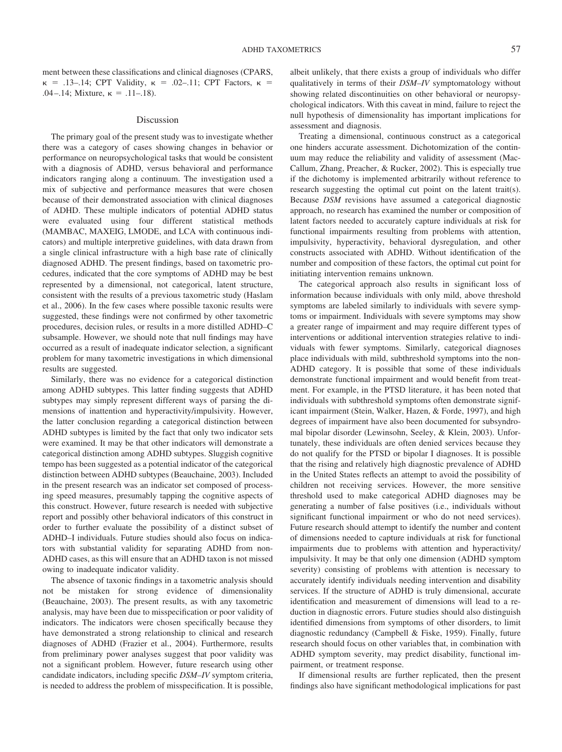ment between these classifications and clinical diagnoses (CPARS, $\kappa$ = .13–.14; CPT Validity, $\kappa$ = .02–.11; CPT Factors, $\kappa$ = .04–.14; Mixture, $\kappa$ = .11–.18).

## Discussion

The primary goal of the present study was to investigate whether there was a category of cases showing changes in behavior or performance on neuropsychological tasks that would be consistent with a diagnosis of ADHD, versus behavioral and performance indicators ranging along a continuum. The investigation used a mix of subjective and performance measures that were chosen because of their demonstrated association with clinical diagnoses of ADHD. These multiple indicators of potential ADHD status were evaluated using four different statistical methods (MAMBAC, MAXEIG, LMODE, and LCA with continuous indicators) and multiple interpretive guidelines, with data drawn from a single clinical infrastructure with a high base rate of clinically diagnosed ADHD. The present findings, based on taxometric procedures, indicated that the core symptoms of ADHD may be best represented by a dimensional, not categorical, latent structure, consistent with the results of a previous taxometric study (Haslam et al., 2006). In the few cases where possible taxonic results were suggested, these findings were not confirmed by other taxometric procedures, decision rules, or results in a more distilled ADHD–C subsample. However, we should note that null findings may have occurred as a result of inadequate indicator selection, a significant problem for many taxometric investigations in which dimensional results are suggested.

Similarly, there was no evidence for a categorical distinction among ADHD subtypes. This latter finding suggests that ADHD subtypes may simply represent different ways of parsing the dimensions of inattention and hyperactivity/impulsivity. However, the latter conclusion regarding a categorical distinction between ADHD subtypes is limited by the fact that only two indicator sets were examined. It may be that other indicators will demonstrate a categorical distinction among ADHD subtypes. Sluggish cognitive tempo has been suggested as a potential indicator of the categorical distinction between ADHD subtypes (Beauchaine, 2003). Included in the present research was an indicator set composed of processing speed measures, presumably tapping the cognitive aspects of this construct. However, future research is needed with subjective report and possibly other behavioral indicators of this construct in order to further evaluate the possibility of a distinct subset of ADHD–I individuals. Future studies should also focus on indicators with substantial validity for separating ADHD from non-ADHD cases, as this will ensure that an ADHD taxon is not missed owing to inadequate indicator validity.

The absence of taxonic findings in a taxometric analysis should not be mistaken for strong evidence of dimensionality (Beauchaine, 2003). The present results, as with any taxometric analysis, may have been due to misspecification or poor validity of indicators. The indicators were chosen specifically because they have demonstrated a strong relationship to clinical and research diagnoses of ADHD (Frazier et al., 2004). Furthermore, results from preliminary power analyses suggest that poor validity was not a significant problem. However, future research using other candidate indicators, including specific *DSM–IV* symptom criteria, is needed to address the problem of misspecification. It is possible, albeit unlikely, that there exists a group of individuals who differ qualitatively in terms of their *DSM–IV* symptomatology without showing related discontinuities on other behavioral or neuropsychological indicators. With this caveat in mind, failure to reject the null hypothesis of dimensionality has important implications for assessment and diagnosis.

Treating a dimensional, continuous construct as a categorical one hinders accurate assessment. Dichotomization of the continuum may reduce the reliability and validity of assessment (MacCallum, Zhang, Preacher, & Rucker, 2002). This is especially true if the dichotomy is implemented arbitrarily without reference to research suggesting the optimal cut point on the latent trait(s). Because *DSM* revisions have assumed a categorical diagnostic approach, no research has examined the number or composition of latent factors needed to accurately capture individuals at risk for functional impairments resulting from problems with attention, impulsivity, hyperactivity, behavioral dysregulation, and other constructs associated with ADHD. Without identification of the number and composition of these factors, the optimal cut point for initiating intervention remains unknown.

The categorical approach also results in significant loss of information because individuals with only mild, above threshold symptoms are labeled similarly to individuals with severe symptoms or impairment. Individuals with severe symptoms may show a greater range of impairment and may require different types of interventions or additional intervention strategies relative to individuals with fewer symptoms. Similarly, categorical diagnoses place individuals with mild, subthreshold symptoms into the non-ADHD category. It is possible that some of these individuals demonstrate functional impairment and would benefit from treatment. For example, in the PTSD literature, it has been noted that individuals with subthreshold symptoms often demonstrate significant impairment (Stein, Walker, Hazen, & Forde, 1997), and high degrees of impairment have also been documented for subsyndromal bipolar disorder (Lewinsohn, Seeley, & Klein, 2003). Unfortunately, these individuals are often denied services because they do not qualify for the PTSD or bipolar I diagnoses. It is possible that the rising and relatively high diagnostic prevalence of ADHD in the United States reflects an attempt to avoid the possibility of children not receiving services. However, the more sensitive threshold used to make categorical ADHD diagnoses may be generating a number of false positives (i.e., individuals without significant functional impairment or who do not need services). Future research should attempt to identify the number and content of dimensions needed to capture individuals at risk for functional impairments due to problems with attention and hyperactivity/impulsivity. It may be that only one dimension (ADHD symptom severity) consisting of problems with attention is necessary to accurately identify individuals needing intervention and disability services. If the structure of ADHD is truly dimensional, accurate identification and measurement of dimensions will lead to a reduction in diagnostic errors. Future studies should also distinguish identified dimensions from symptoms of other disorders, to limit diagnostic redundancy (Campbell & Fiske, 1959). Finally, future research should focus on other variables that, in combination with ADHD symptom severity, may predict disability, functional impairment, or treatment response.

If dimensional results are further replicated, then the present findings also have significant methodological implications for past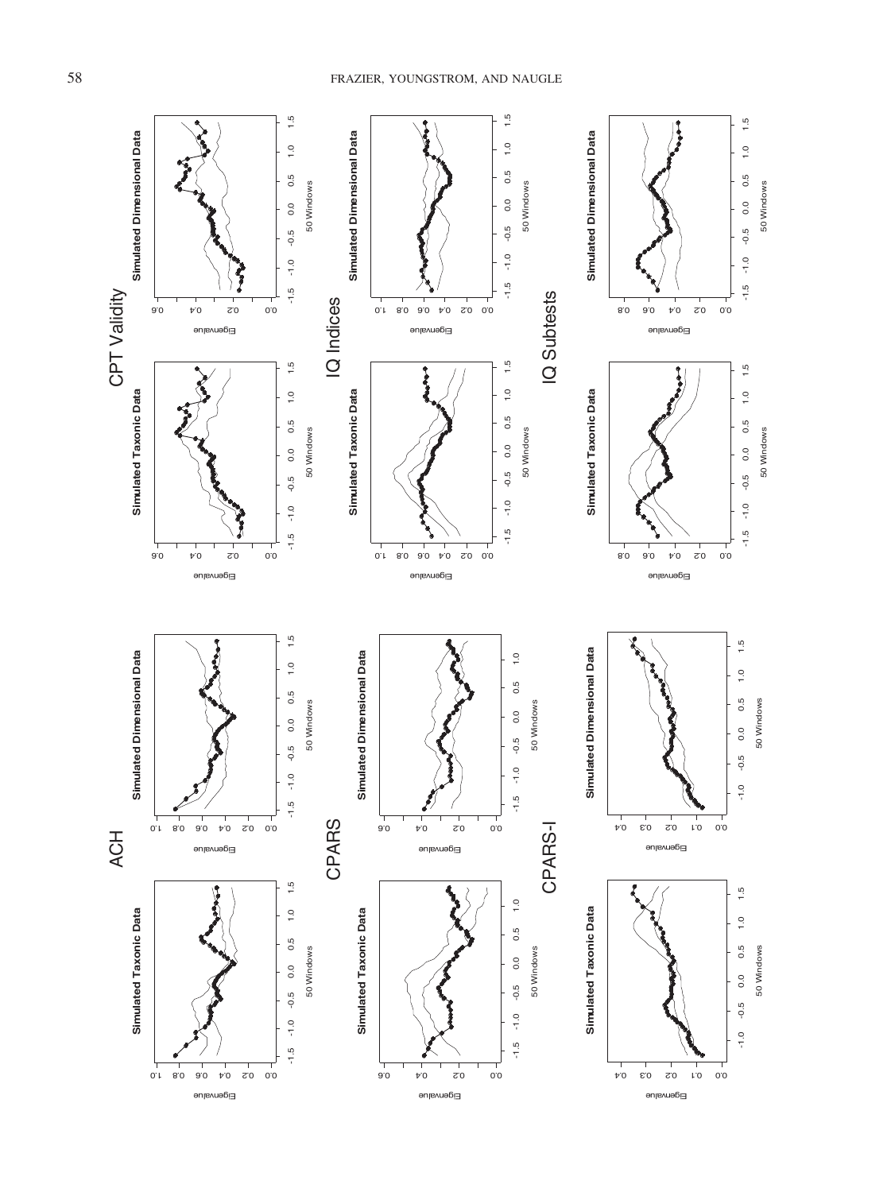CPT Validity

Simulated Taxonic Data | Simulated Dimensional Data

IQ Indices

Simulated Taxonic Data | Simulated Dimensional Data

IQ Subtests

Simulated Taxonic Data | Simulated Dimensional Data

ACH

Simulated Taxonic Data | Simulated Dimensional Data

CPARS

Simulated Taxonic Data | Simulated Dimensional Data

CPARS-I

Simulated Taxonic Data | Simulated Dimensional Data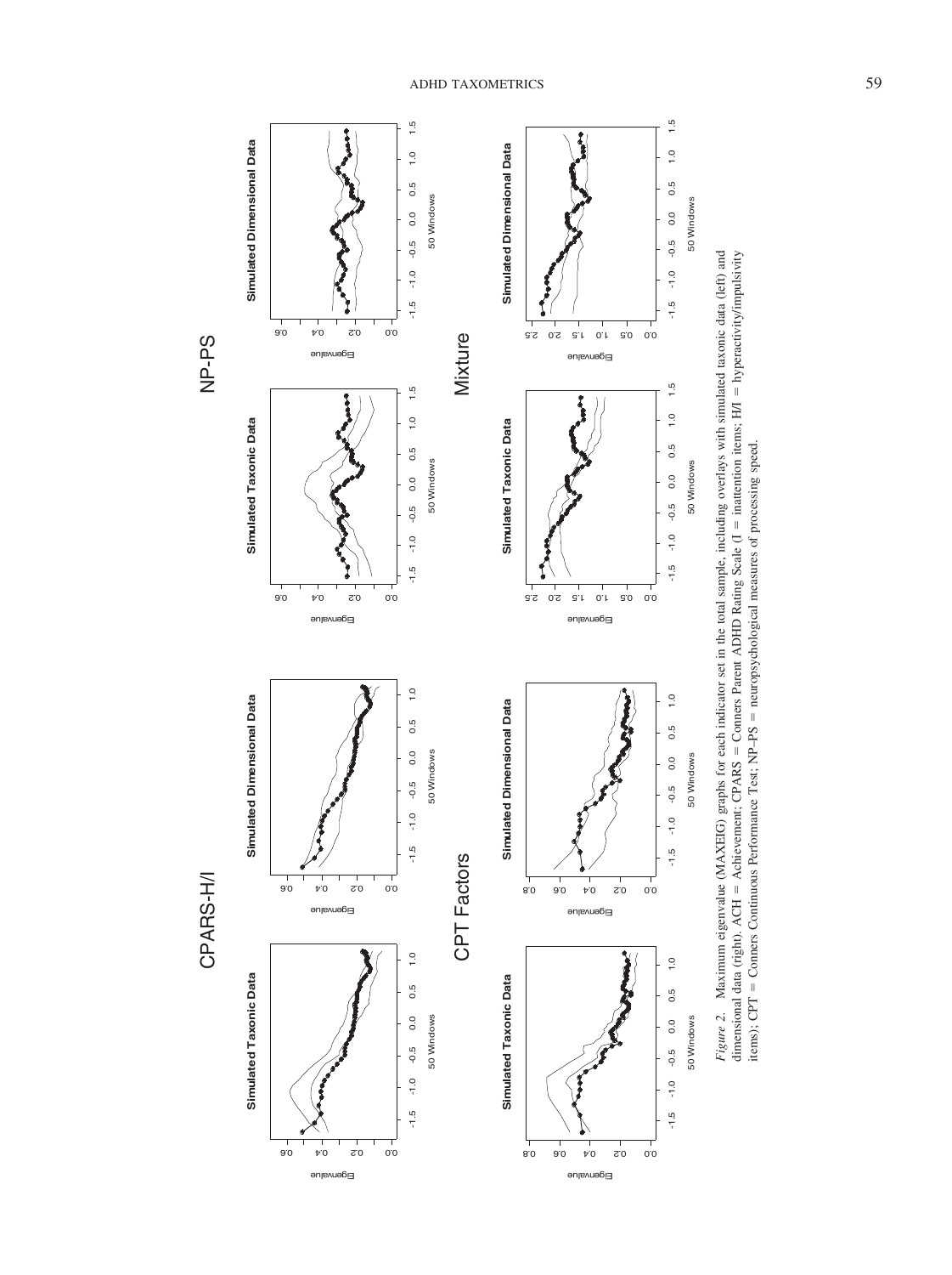*Figure 2.* Maximum eigenvalue (MAXEIG) graphs for each indicator set in the total sample, including overlays with simulated taxonic data (left) and dimensional data (right). ACH = Achievement; CPARS = Conners Parent ADHD Rating Scale (I = inattention items; H/I = hyperactivity/impulsivity items); CPT = Conners Continuous Performance Test; NP–PS = neuropsychological measures of processing speed.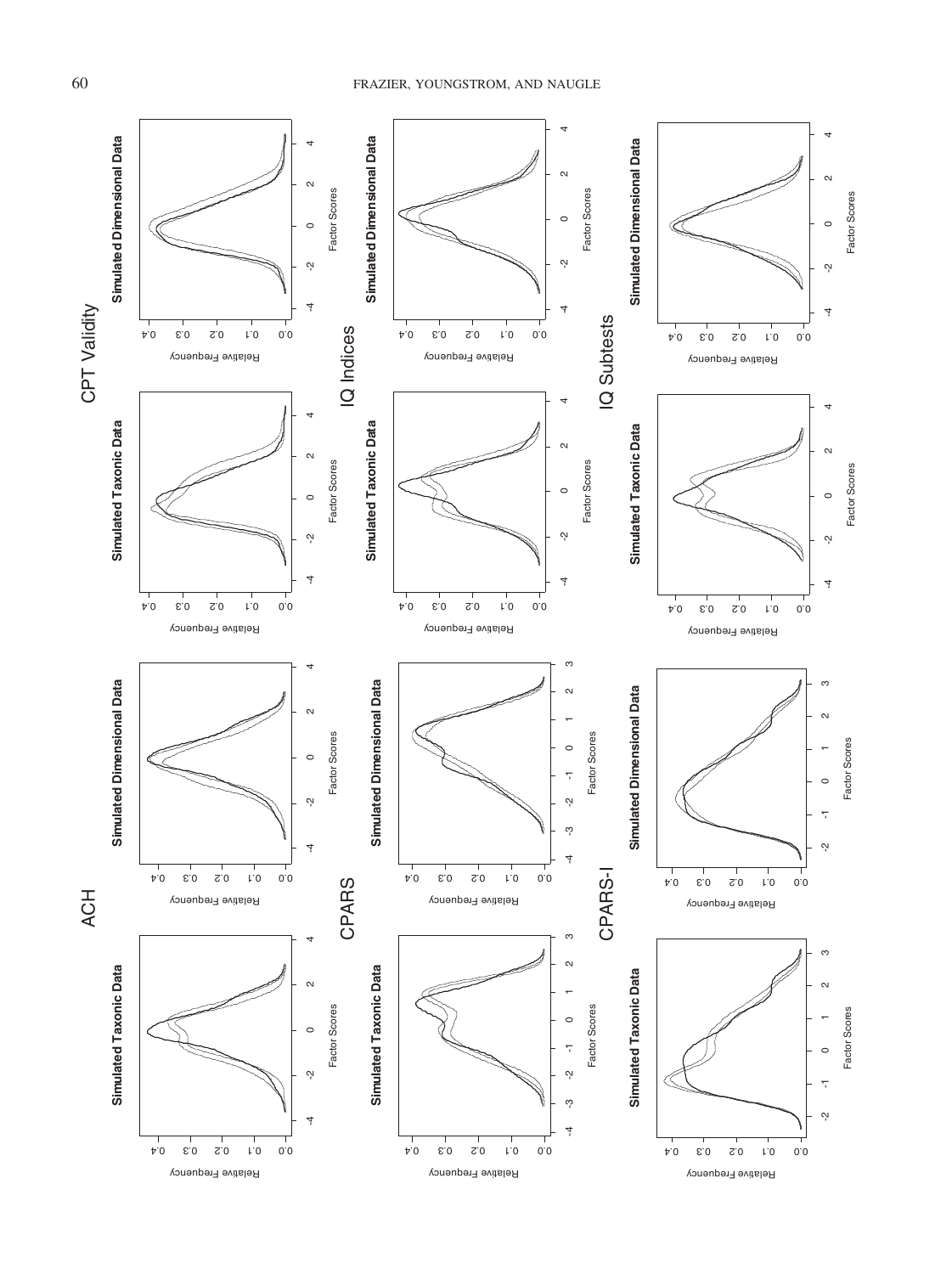ACH

Simulated Taxonic Data

Simulated Dimensional Data

CPARS

Simulated Taxonic Data

Simulated Dimensional Data

CPARS-I

Simulated Taxonic Data

Simulated Dimensional Data

CPT Validity

Simulated Taxonic Data

Simulated Dimensional Data

IQ Indices

Simulated Taxonic Data

Simulated Dimensional Data

IQ Subtests

Simulated Taxonic Data

Simulated Dimensional Data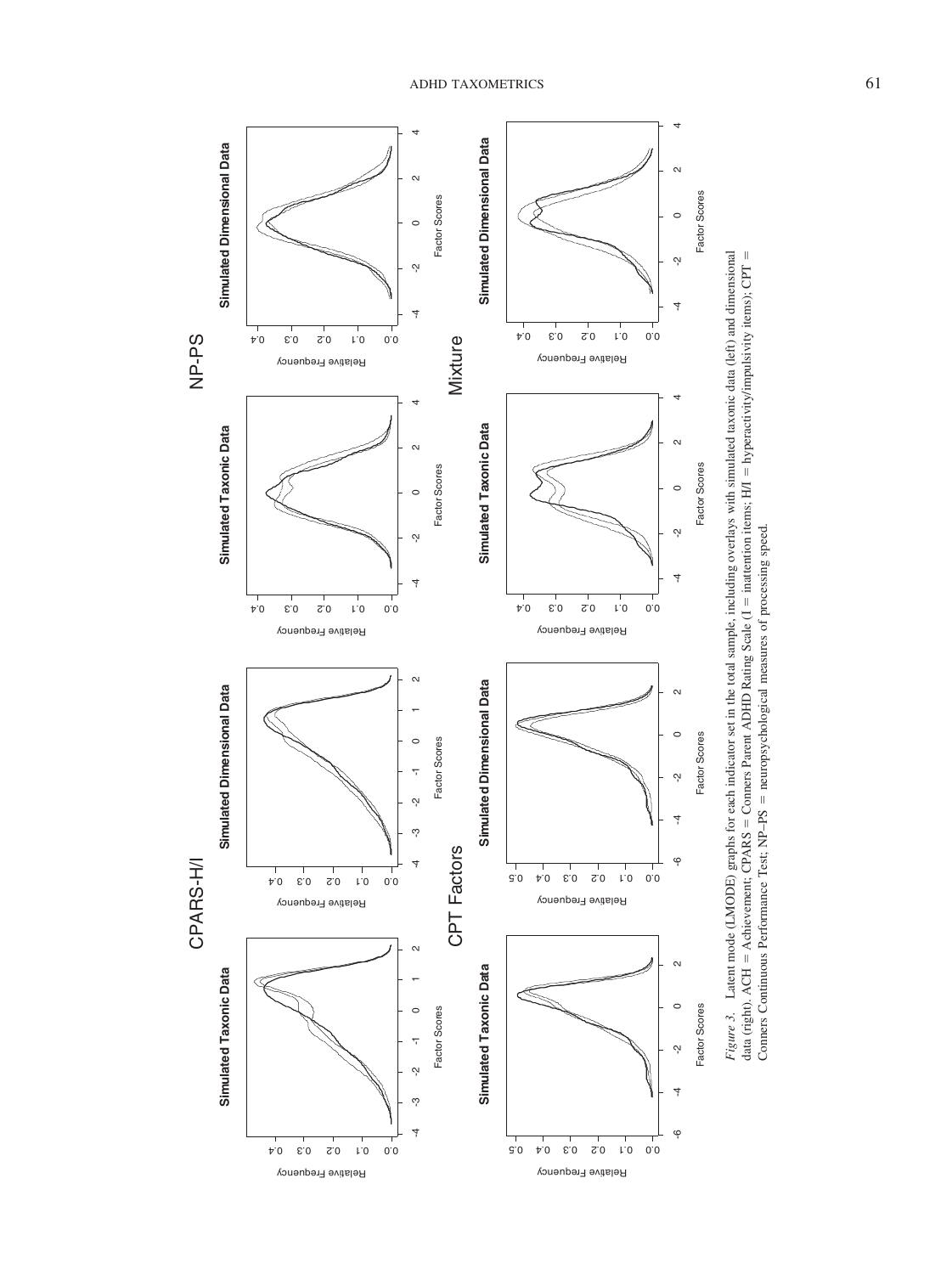*Figure 3.* Latent mode (LMODE) graphs for each indicator set in the total sample, including overlays with simulated taxonic data (left) and dimensional data (right). ACH = Achievement; CPARS = Conners Parent ADHD Rating Scale (I = inattention items; H/I = hyperactivity/impulsivity items); CPT = Conners Continuous Performance Test; NP–PS = neuropsychological measures of processing speed.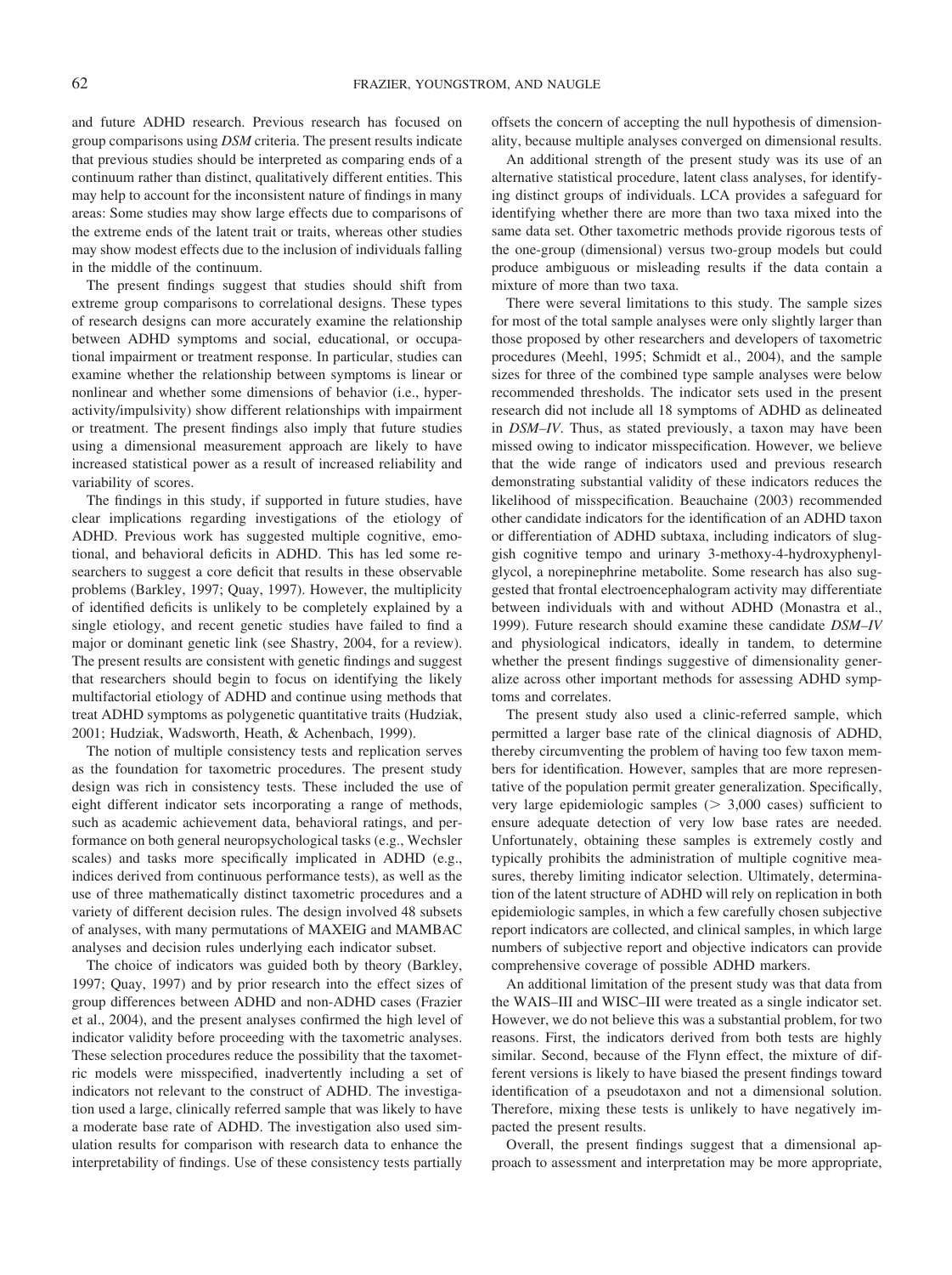and future ADHD research. Previous research has focused on group comparisons using *DSM* criteria. The present results indicate that previous studies should be interpreted as comparing ends of a continuum rather than distinct, qualitatively different entities. This may help to account for the inconsistent nature of findings in many areas: Some studies may show large effects due to comparisons of the extreme ends of the latent trait or traits, whereas other studies may show modest effects due to the inclusion of individuals falling in the middle of the continuum.

The present findings suggest that studies should shift from extreme group comparisons to correlational designs. These types of research designs can more accurately examine the relationship between ADHD symptoms and social, educational, or occupational impairment or treatment response. In particular, studies can examine whether the relationship between symptoms is linear or nonlinear and whether some dimensions of behavior (i.e., hyperactivity/impulsivity) show different relationships with impairment or treatment. The present findings also imply that future studies using a dimensional measurement approach are likely to have increased statistical power as a result of increased reliability and variability of scores.

The findings in this study, if supported in future studies, have clear implications regarding investigations of the etiology of ADHD. Previous work has suggested multiple cognitive, emotional, and behavioral deficits in ADHD. This has led some researchers to suggest a core deficit that results in these observable problems (Barkley, 1997; Quay, 1997). However, the multiplicity of identified deficits is unlikely to be completely explained by a single etiology, and recent genetic studies have failed to find a major or dominant genetic link (see Shastry, 2004, for a review). The present results are consistent with genetic findings and suggest that researchers should begin to focus on identifying the likely multifactorial etiology of ADHD and continue using methods that treat ADHD symptoms as polygenetic quantitative traits (Hudziak, 2001; Hudziak, Wadsworth, Heath, & Achenbach, 1999).

The notion of multiple consistency tests and replication serves as the foundation for taxometric procedures. The present study design was rich in consistency tests. These included the use of eight different indicator sets incorporating a range of methods, such as academic achievement data, behavioral ratings, and performance on both general neuropsychological tasks (e.g., Wechsler scales) and tasks more specifically implicated in ADHD (e.g., indices derived from continuous performance tests), as well as the use of three mathematically distinct taxometric procedures and a variety of different decision rules. The design involved 48 subsets of analyses, with many permutations of MAXEIG and MAMBAC analyses and decision rules underlying each indicator subset.

The choice of indicators was guided both by theory (Barkley, 1997; Quay, 1997) and by prior research into the effect sizes of group differences between ADHD and non-ADHD cases (Frazier et al., 2004), and the present analyses confirmed the high level of indicator validity before proceeding with the taxometric analyses. These selection procedures reduce the possibility that the taxometric models were misspecified, inadvertently including a set of indicators not relevant to the construct of ADHD. The investigation used a large, clinically referred sample that was likely to have a moderate base rate of ADHD. The investigation also used simulation results for comparison with research data to enhance the interpretability of findings. Use of these consistency tests partially offsets the concern of accepting the null hypothesis of dimensionality, because multiple analyses converged on dimensional results.

An additional strength of the present study was its use of an alternative statistical procedure, latent class analyses, for identifying distinct groups of individuals. LCA provides a safeguard for identifying whether there are more than two taxa mixed into the same data set. Other taxometric methods provide rigorous tests of the one-group (dimensional) versus two-group models but could produce ambiguous or misleading results if the data contain a mixture of more than two taxa.

There were several limitations to this study. The sample sizes for most of the total sample analyses were only slightly larger than those proposed by other researchers and developers of taxometric procedures (Meehl, 1995; Schmidt et al., 2004), and the sample sizes for three of the combined type sample analyses were below recommended thresholds. The indicator sets used in the present research did not include all 18 symptoms of ADHD as delineated in *DSM–IV*. Thus, as stated previously, a taxon may have been missed owing to indicator misspecification. However, we believe that the wide range of indicators used and previous research demonstrating substantial validity of these indicators reduces the likelihood of misspecification. Beauchaine (2003) recommended other candidate indicators for the identification of an ADHD taxon or differentiation of ADHD subtaxa, including indicators of sluggish cognitive tempo and urinary 3-methoxy-4-hydroxyphenylglycol, a norepinephrine metabolite. Some research has also suggested that frontal electroencephalogram activity may differentiate between individuals with and without ADHD (Monastra et al., 1999). Future research should examine these candidate *DSM–IV* and physiological indicators, ideally in tandem, to determine whether the present findings suggestive of dimensionality generalize across other important methods for assessing ADHD symptoms and correlates.

The present study also used a clinic-referred sample, which permitted a larger base rate of the clinical diagnosis of ADHD, thereby circumventing the problem of having too few taxon members for identification. However, samples that are more representative of the population permit greater generalization. Specifically, very large epidemiologic samples (> 3,000 cases) sufficient to ensure adequate detection of very low base rates are needed. Unfortunately, obtaining these samples is extremely costly and typically prohibits the administration of multiple cognitive measures, thereby limiting indicator selection. Ultimately, determination of the latent structure of ADHD will rely on replication in both epidemiologic samples, in which a few carefully chosen subjective report indicators are collected, and clinical samples, in which large numbers of subjective report and objective indicators can provide comprehensive coverage of possible ADHD markers.

An additional limitation of the present study was that data from the WAIS–III and WISC–III were treated as a single indicator set. However, we do not believe this was a substantial problem, for two reasons. First, the indicators derived from both tests are highly similar. Second, because of the Flynn effect, the mixture of different versions is likely to have biased the present findings toward identification of a pseudotaxon and not a dimensional solution. Therefore, mixing these tests is unlikely to have negatively impacted the present results.

Overall, the present findings suggest that a dimensional approach to assessment and interpretation may be more appropriate,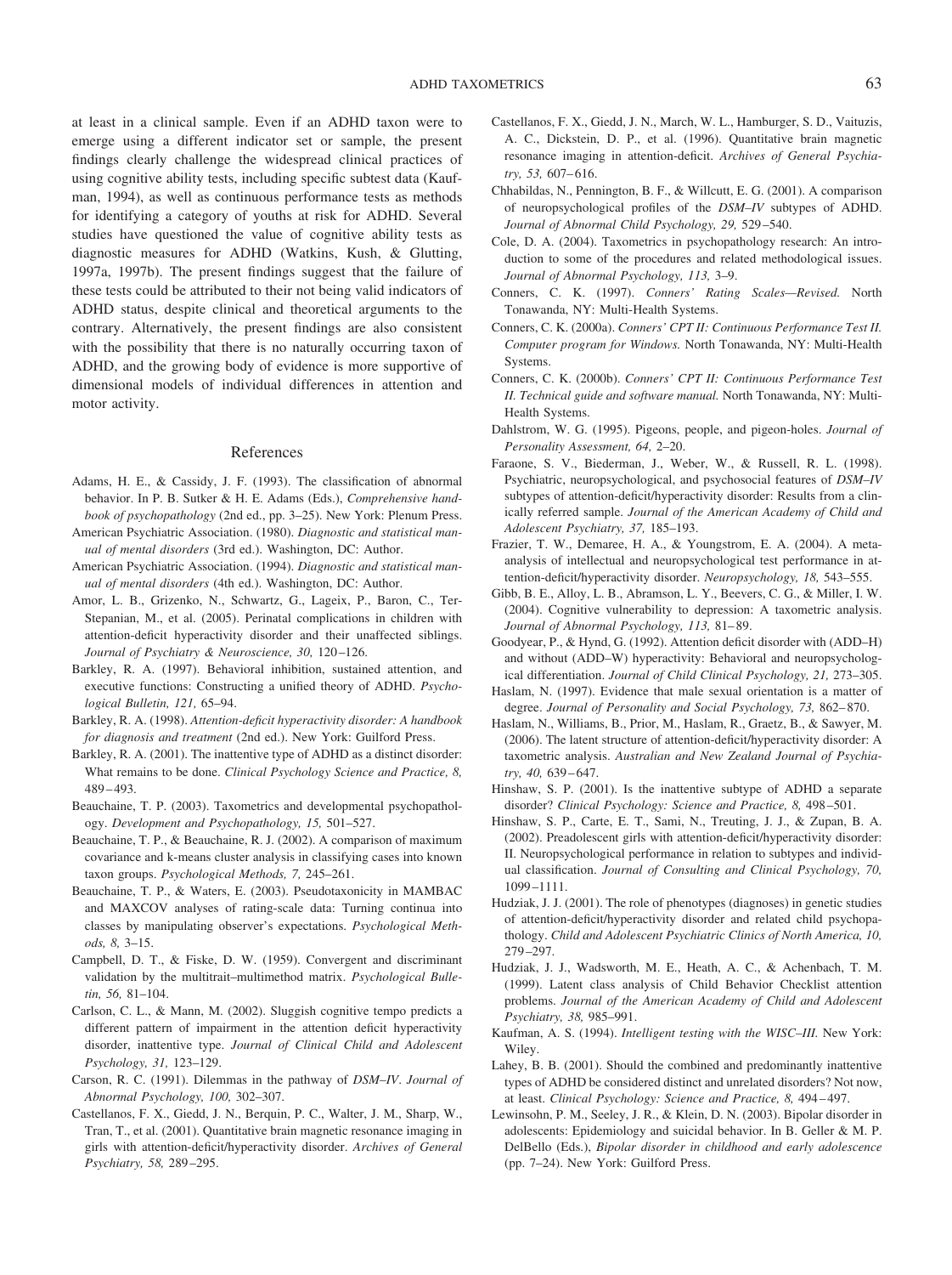at least in a clinical sample. Even if an ADHD taxon were to emerge using a different indicator set or sample, the present findings clearly challenge the widespread clinical practices of using cognitive ability tests, including specific subtest data (Kaufman, 1994), as well as continuous performance tests as methods for identifying a category of youths at risk for ADHD. Several studies have questioned the value of cognitive ability tests as diagnostic measures for ADHD (Watkins, Kush, & Glutting, 1997a, 1997b). The present findings suggest that the failure of these tests could be attributed to their not being valid indicators of ADHD status, despite clinical and theoretical arguments to the contrary. Alternatively, the present findings are also consistent with the possibility that there is no naturally occurring taxon of ADHD, and the growing body of evidence is more supportive of dimensional models of individual differences in attention and motor activity.

## References

Adams, H. E., & Cassidy, J. F. (1993). The classification of abnormal behavior. In P. B. Sutker & H. E. Adams (Eds.), *Comprehensive handbook of psychopathology* (2nd ed., pp. 3–25). New York: Plenum Press.

American Psychiatric Association. (1980). *Diagnostic and statistical manual of mental disorders* (3rd ed.). Washington, DC: Author.

American Psychiatric Association. (1994). *Diagnostic and statistical manual of mental disorders* (4th ed.). Washington, DC: Author.

Amor, L. B., Grizenko, N., Schwartz, G., Lageix, P., Baron, C., Ter-Stepanian, M., et al. (2005). Perinatal complications in children with attention-deficit hyperactivity disorder and their unaffected siblings. *Journal of Psychiatry & Neuroscience, 30,* 120–126.

Barkley, R. A. (1997). Behavioral inhibition, sustained attention, and executive functions: Constructing a unified theory of ADHD. *Psychological Bulletin, 121,* 65–94.

Barkley, R. A. (1998). *Attention-deficit hyperactivity disorder: A handbook for diagnosis and treatment* (2nd ed.). New York: Guilford Press.

Barkley, R. A. (2001). The inattentive type of ADHD as a distinct disorder: What remains to be done. *Clinical Psychology Science and Practice, 8,* 489–493.

Beauchaine, T. P. (2003). Taxometrics and developmental psychopathology. *Development and Psychopathology, 15,* 501–527.

Beauchaine, T. P., & Beauchaine, R. J. (2002). A comparison of maximum covariance and k-means cluster analysis in classifying cases into known taxon groups. *Psychological Methods, 7,* 245–261.

Beauchaine, T. P., & Waters, E. (2003). Pseudotaxonicity in MAMBAC and MAXCOV analyses of rating-scale data: Turning continua into classes by manipulating observer's expectations. *Psychological Methods, 8,* 3–15.

Campbell, D. T., & Fiske, D. W. (1959). Convergent and discriminant validation by the multitrait–multimethod matrix. *Psychological Bulletin, 56,* 81–104.

Carlson, C. L., & Mann, M. (2002). Sluggish cognitive tempo predicts a different pattern of impairment in the attention deficit hyperactivity disorder, inattentive type. *Journal of Clinical Child and Adolescent Psychology, 31,* 123–129.

Carson, R. C. (1991). Dilemmas in the pathway of *DSM–IV*. *Journal of Abnormal Psychology, 100,* 302–307.

Castellanos, F. X., Giedd, J. N., Berquin, P. C., Walter, J. M., Sharp, W., Tran, T., et al. (2001). Quantitative brain magnetic resonance imaging in girls with attention-deficit/hyperactivity disorder. *Archives of General Psychiatry, 58,* 289–295.

Castellanos, F. X., Giedd, J. N., March, W. L., Hamburger, S. D., Vaituzis, A. C., Dickstein, D. P., et al. (1996). Quantitative brain magnetic resonance imaging in attention-deficit. *Archives of General Psychiatry, 53,* 607–616.

Chhabildas, N., Pennington, B. F., & Willcutt, E. G. (2001). A comparison of neuropsychological profiles of the *DSM–IV* subtypes of ADHD. *Journal of Abnormal Child Psychology, 29,* 529–540.

Cole, D. A. (2004). Taxometrics in psychopathology research: An introduction to some of the procedures and related methodological issues. *Journal of Abnormal Psychology, 113,* 3–9.

Conners, C. K. (1997). *Conners' Rating Scales—Revised.* North Tonawanda, NY: Multi-Health Systems.

Conners, C. K. (2000a). *Conners' CPT II: Continuous Performance Test II. Computer program for Windows.* North Tonawanda, NY: Multi-Health Systems.

Conners, C. K. (2000b). *Conners' CPT II: Continuous Performance Test II. Technical guide and software manual.* North Tonawanda, NY: Multi-Health Systems.

Dahlstrom, W. G. (1995). Pigeons, people, and pigeon-holes. *Journal of Personality Assessment, 64,* 2–20.

Faraone, S. V., Biederman, J., Weber, W., & Russell, R. L. (1998). Psychiatric, neuropsychological, and psychosocial features of *DSM–IV* subtypes of attention-deficit/hyperactivity disorder: Results from a clinically referred sample. *Journal of the American Academy of Child and Adolescent Psychiatry, 37,* 185–193.

Frazier, T. W., Demaree, H. A., & Youngstrom, E. A. (2004). A meta-analysis of intellectual and neuropsychological test performance in attention-deficit/hyperactivity disorder. *Neuropsychology, 18,* 543–555.

Gibb, B. E., Alloy, L. B., Abramson, L. Y., Beevers, C. G., & Miller, I. W. (2004). Cognitive vulnerability to depression: A taxometric analysis. *Journal of Abnormal Psychology, 113,* 81–89.

Goodyear, P., & Hynd, G. (1992). Attention deficit disorder with (ADD–H) and without (ADD–W) hyperactivity: Behavioral and neuropsychological differentiation. *Journal of Child Clinical Psychology, 21,* 273–305.

Haslam, N. (1997). Evidence that male sexual orientation is a matter of degree. *Journal of Personality and Social Psychology, 73,* 862–870.

Haslam, N., Williams, B., Prior, M., Haslam, R., Graetz, B., & Sawyer, M. (2006). The latent structure of attention-deficit/hyperactivity disorder: A taxometric analysis. *Australian and New Zealand Journal of Psychiatry, 40,* 639–647.

Hinshaw, S. P. (2001). Is the inattentive subtype of ADHD a separate disorder? *Clinical Psychology: Science and Practice, 8,* 498–501.

Hinshaw, S. P., Carte, E. T., Sami, N., Treuting, J. J., & Zupan, B. A. (2002). Preadolescent girls with attention-deficit/hyperactivity disorder: II. Neuropsychological performance in relation to subtypes and individual classification. *Journal of Consulting and Clinical Psychology, 70,* 1099–1111.

Hudziak, J. J. (2001). The role of phenotypes (diagnoses) in genetic studies of attention-deficit/hyperactivity disorder and related child psychopathology. *Child and Adolescent Psychiatric Clinics of North America, 10,* 279–297.

Hudziak, J. J., Wadsworth, M. E., Heath, A. C., & Achenbach, T. M. (1999). Latent class analysis of Child Behavior Checklist attention problems. *Journal of the American Academy of Child and Adolescent Psychiatry, 38,* 985–991.

Kaufman, A. S. (1994). *Intelligent testing with the WISC–III.* New York: Wiley.

Lahey, B. B. (2001). Should the combined and predominantly inattentive types of ADHD be considered distinct and unrelated disorders? Not now, at least. *Clinical Psychology: Science and Practice, 8,* 494–497.

Lewinsohn, P. M., Seeley, J. R., & Klein, D. N. (2003). Bipolar disorder in adolescents: Epidemiology and suicidal behavior. In B. Geller & M. P. DelBello (Eds.), *Bipolar disorder in childhood and early adolescence* (pp. 7–24). New York: Guilford Press.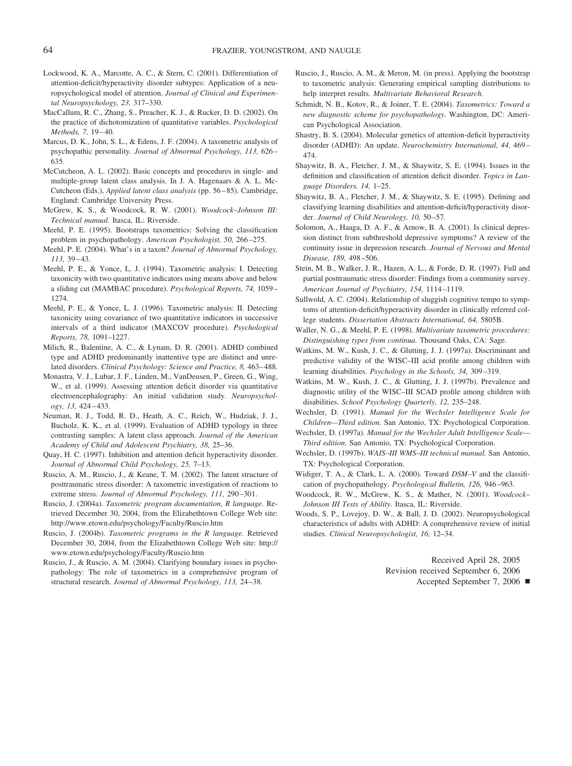Lockwood, K. A., Marcotte, A. C., & Stern, C. (2001). Differentiation of attention-deficit/hyperactivity disorder subtypes: Application of a neuropsychological model of attention. *Journal of Clinical and Experimental Neuropsychology, 23,* 317–330.

MacCallum, R. C., Zhang, S., Preacher, K. J., & Rucker, D. D. (2002). On the practice of dichotomization of quantitative variables. *Psychological Methods, 7,* 19–40.

Marcus, D. K., John, S. L., & Edens, J. F. (2004). A taxometric analysis of psychopathic personality. *Journal of Abnormal Psychology, 113,* 626–635.

McCutcheon, A. L. (2002). Basic concepts and procedures in single- and multiple-group latent class analysis. In J. A. Hagenaars & A. L. McCutcheon (Eds.), *Applied latent class analysis* (pp. 56–85). Cambridge, England: Cambridge University Press.

McGrew, K. S., & Woodcock, R. W. (2001). *Woodcock–Johnson III: Technical manual.* Itasca, IL: Riverside.

Meehl, P. E. (1995). Bootstraps taxometrics: Solving the classification problem in psychopathology. *American Psychologist, 50,* 266–275.

Meehl, P. E. (2004). What's in a taxon? *Journal of Abnormal Psychology, 113,* 39–43.

Meehl, P. E., & Yonce, L. J. (1994). Taxometric analysis: I. Detecting taxonicity with two quantitative indicators using means above and below a sliding cut (MAMBAC procedure). *Psychological Reports, 74,* 1059–1274.

Meehl, P. E., & Yonce, L. J. (1996). Taxometric analysis: II. Detecting taxonicity using covariance of two quantitative indicators in successive intervals of a third indicator (MAXCOV procedure). *Psychological Reports, 78,* 1091–1227.

Milich, R., Balentine, A. C., & Lynam, D. R. (2001). ADHD combined type and ADHD predominantly inattentive type are distinct and unrelated disorders. *Clinical Psychology: Science and Practice, 8,* 463–488.

Monastra, V. J., Lubar, J. F., Linden, M., VanDeusen, P., Green, G., Wing, W., et al. (1999). Assessing attention deficit disorder via quantitative electroencephalography: An initial validation study. *Neuropsychology, 13,* 424–433.

Neuman, R. J., Todd, R. D., Heath, A. C., Reich, W., Hudziak, J. J., Bucholz, K. K., et al. (1999). Evaluation of ADHD typology in three contrasting samples: A latent class approach. *Journal of the American Academy of Child and Adolescent Psychiatry, 38,* 25–36.

Quay, H. C. (1997). Inhibition and attention deficit hyperactivity disorder. *Journal of Abnormal Child Psychology, 25,* 7–13.

Ruscio, A. M., Ruscio, J., & Keane, T. M. (2002). The latent structure of posttraumatic stress disorder: A taxometric investigation of reactions to extreme stress. *Journal of Abnormal Psychology, 111,* 290–301.

Ruscio, J. (2004a). *Taxometric program documentation, R language.* Retrieved December 30, 2004, from the Elizabethtown College Web site: http://www.etown.edu/psychology/Faculty/Ruscio.htm

Ruscio, J. (2004b). *Taxometric programs in the R language.* Retrieved December 30, 2004, from the Elizabethtown College Web site: http://www.etown.edu/psychology/Faculty/Ruscio.htm

Ruscio, J., & Ruscio, A. M. (2004). Clarifying boundary issues in psychopathology: The role of taxometrics in a comprehensive program of structural research. *Journal of Abnormal Psychology, 113,* 24–38.

Ruscio, J., Ruscio, A. M., & Meron, M. (in press). Applying the bootstrap to taxometric analysis: Generating empirical sampling distributions to help interpret results. *Multivariate Behavioral Research.*

Schmidt, N. B., Kotov, R., & Joiner, T. E. (2004). *Taxometrics: Toward a new diagnostic scheme for psychopathology.* Washington, DC: American Psychological Association.

Shastry, B. S. (2004). Molecular genetics of attention-deficit hyperactivity disorder (ADHD): An update. *Neurochemistry International, 44,* 469–474.

Shaywitz, B. A., Fletcher, J. M., & Shaywitz, S. E. (1994). Issues in the definition and classification of attention deficit disorder. *Topics in Language Disorders, 14,* 1–25.

Shaywitz, B. A., Fletcher, J. M., & Shaywitz, S. E. (1995). Defining and classifying learning disabilities and attention-deficit/hyperactivity disorder. *Journal of Child Neurology, 10,* 50–57.

Solomon, A., Haaga, D. A. F., & Arnow, B. A. (2001). Is clinical depression distinct from subthreshold depressive symptoms? A review of the continuity issue in depression research. *Journal of Nervous and Mental Disease, 189,* 498–506.

Stein, M. B., Walker, J. R., Hazen, A. L., & Forde, D. R. (1997). Full and partial posttraumatic stress disorder: Findings from a community survey. *American Journal of Psychiatry, 154,* 1114–1119.

Sullwold, A. C. (2004). Relationship of sluggish cognitive tempo to symptoms of attention-deficit/hyperactivity disorder in clinically referred college students. *Dissertation Abstracts International, 64,* 5805B.

Waller, N. G., & Meehl, P. E. (1998). *Multivariate taxometric procedures: Distinguishing types from continua.* Thousand Oaks, CA: Sage.

Watkins, M. W., Kush, J. C., & Glutting, J. J. (1997a). Discriminant and predictive validity of the WISC–III acid profile among children with learning disabilities. *Psychology in the Schools, 34,* 309–319.

Watkins, M. W., Kush, J. C., & Glutting, J. J. (1997b). Prevalence and diagnostic utility of the WISC–III SCAD profile among children with disabilities. *School Psychology Quarterly, 12,* 235–248.

Wechsler, D. (1991). *Manual for the Wechsler Intelligence Scale for Children—Third edition.* San Antonio, TX: Psychological Corporation.

Wechsler, D. (1997a). *Manual for the Wechsler Adult Intelligence Scale—Third edition.* San Antonio, TX: Psychological Corporation.

Wechsler, D. (1997b). *WAIS–III WMS–III technical manual.* San Antonio, TX: Psychological Corporation.

Widiger, T. A., & Clark, L. A. (2000). Toward *DSM–V* and the classification of psychopathology. *Psychological Bulletin, 126,* 946–963.

Woodcock, R. W., McGrew, K. S., & Mather, N. (2001). *Woodcock–Johnson III Tests of Ability.* Itasca, IL: Riverside.

Woods, S. P., Lovejoy, D. W., & Ball, J. D. (2002). Neuropsychological characteristics of adults with ADHD: A comprehensive review of initial studies. *Clinical Neuropsychologist, 16,* 12–34.

Received April 28, 2005
Revision received September 6, 2006
Accepted September 7, 2006 ■